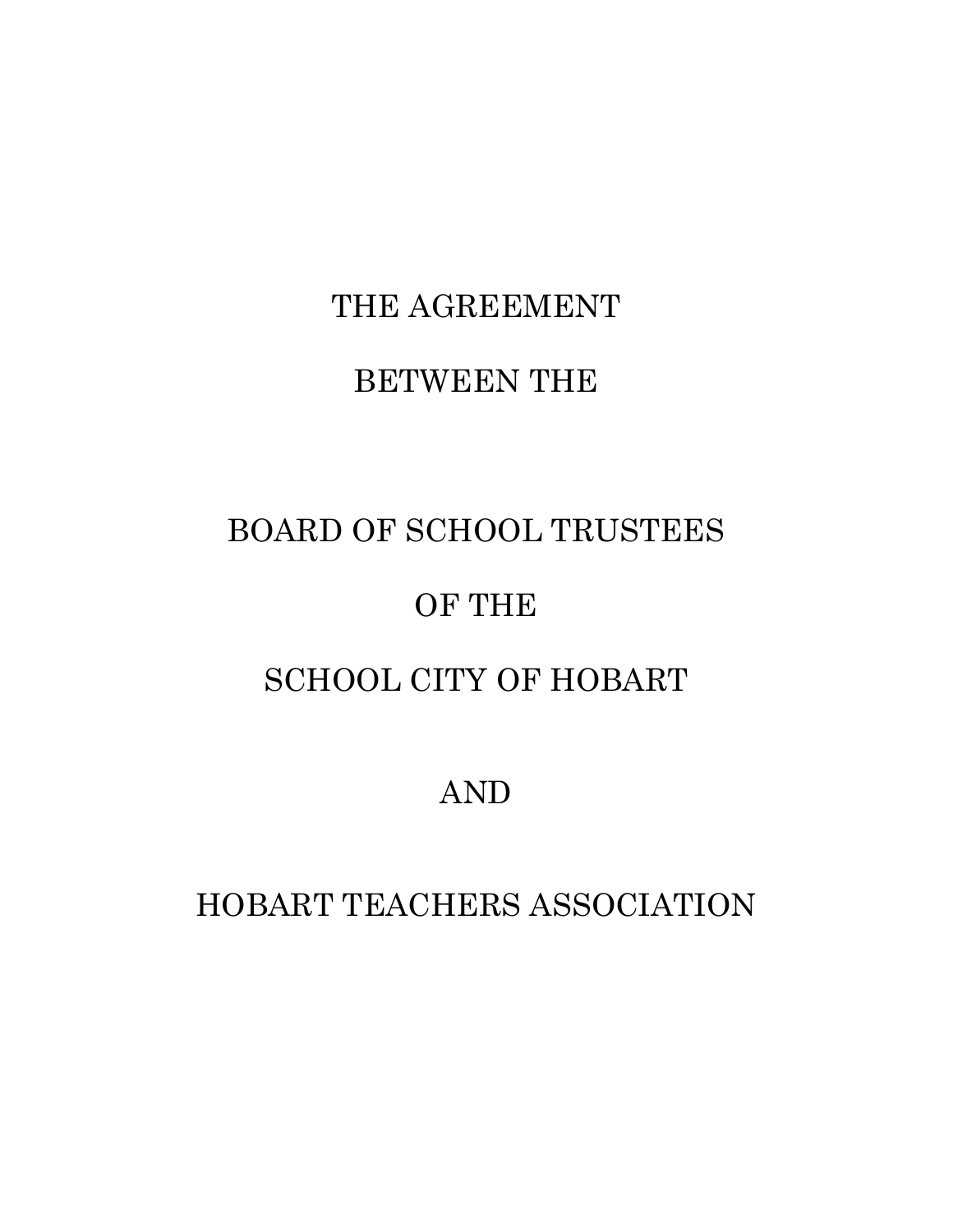# THE AGREEMENT

# BETWEEN THE

# BOARD OF SCHOOL TRUSTEES

# OF THE

# SCHOOL CITY OF HOBART

# AND

# HOBART TEACHERS ASSOCIATION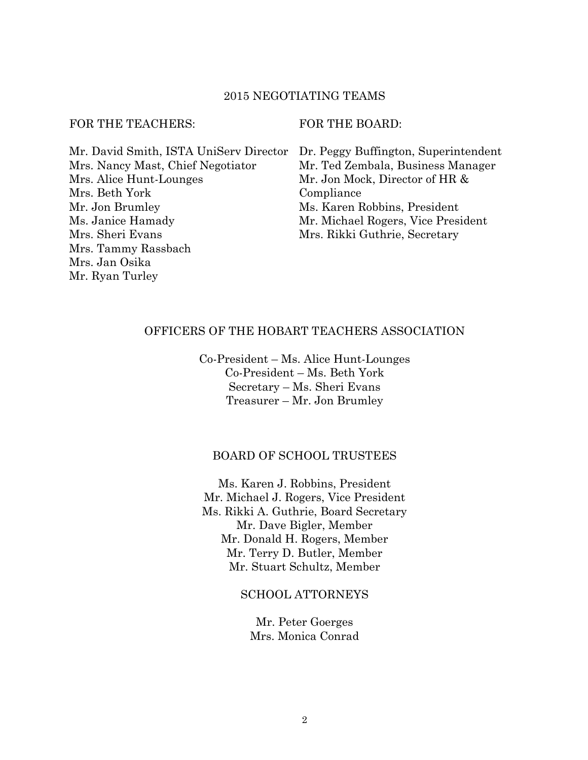## 2015 NEGOTIATING TEAMS

**FOR THE TEACHERS:**

Mr. David Smith, ISTA UniServ Director
Mrs. Nancy Mast, Chief Negotiator
Mrs. Alice Hunt-Lounges
Mrs. Beth York
Mr. Jon Brumley
Ms. Janice Hamady
Mrs. Sheri Evans
Mrs. Tammy Rassbach
Mrs. Jan Osika
Mr. Ryan Turley

**FOR THE BOARD:**

Dr. Peggy Buffington, Superintendent
Mr. Ted Zembala, Business Manager
Mr. Jon Mock, Director of HR & Compliance
Ms. Karen Robbins, President
Mr. Michael Rogers, Vice President
Mrs. Rikki Guthrie, Secretary

## OFFICERS OF THE HOBART TEACHERS ASSOCIATION

Co-President – Ms. Alice Hunt-Lounges
Co-President – Ms. Beth York
Secretary – Ms. Sheri Evans
Treasurer – Mr. Jon Brumley

## BOARD OF SCHOOL TRUSTEES

Ms. Karen J. Robbins, President
Mr. Michael J. Rogers, Vice President
Ms. Rikki A. Guthrie, Board Secretary
Mr. Dave Bigler, Member
Mr. Donald H. Rogers, Member
Mr. Terry D. Butler, Member
Mr. Stuart Schultz, Member

## SCHOOL ATTORNEYS

Mr. Peter Goerges
Mrs. Monica Conrad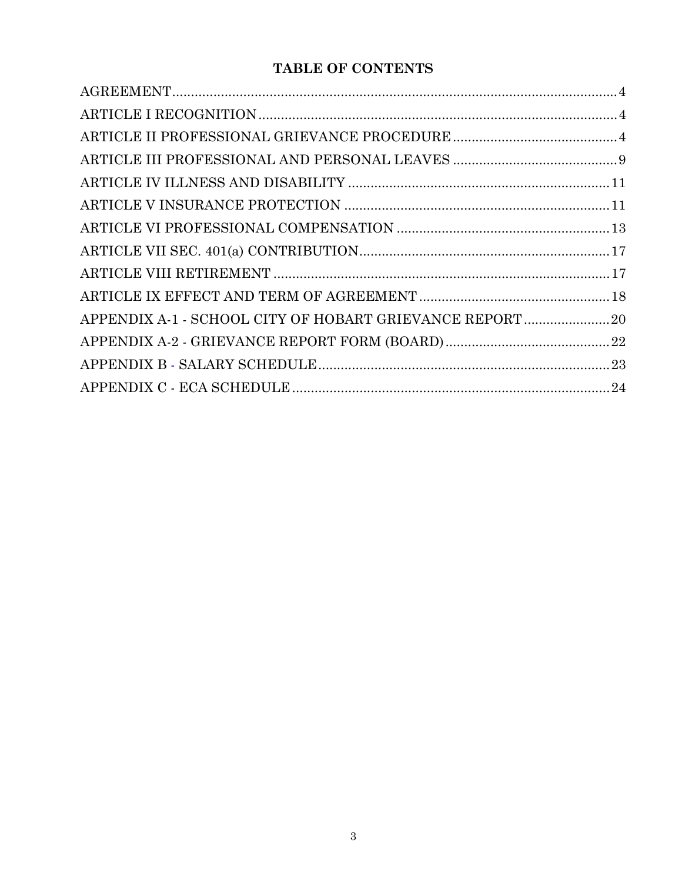# TABLE OF CONTENTS

AGREEMENT.......................................................................................................................4

ARTICLE I RECOGNITION................................................................................................4

ARTICLE II PROFESSIONAL GRIEVANCE PROCEDURE............................................4

ARTICLE III PROFESSIONAL AND PERSONAL LEAVES ............................................9

ARTICLE IV ILLNESS AND DISABILITY .....................................................................11

ARTICLE V INSURANCE PROTECTION ......................................................................11

ARTICLE VI PROFESSIONAL COMPENSATION .........................................................13

ARTICLE VII SEC. 401(a) CONTRIBUTION...................................................................17

ARTICLE VIII RETIREMENT ..........................................................................................17

ARTICLE IX EFFECT AND TERM OF AGREEMENT...................................................18

APPENDIX A-1 - SCHOOL CITY OF HOBART GRIEVANCE REPORT.......................20

APPENDIX A-2 - GRIEVANCE REPORT FORM (BOARD)............................................22

APPENDIX B - SALARY SCHEDULE..............................................................................23

APPENDIX C - ECA SCHEDULE.....................................................................................24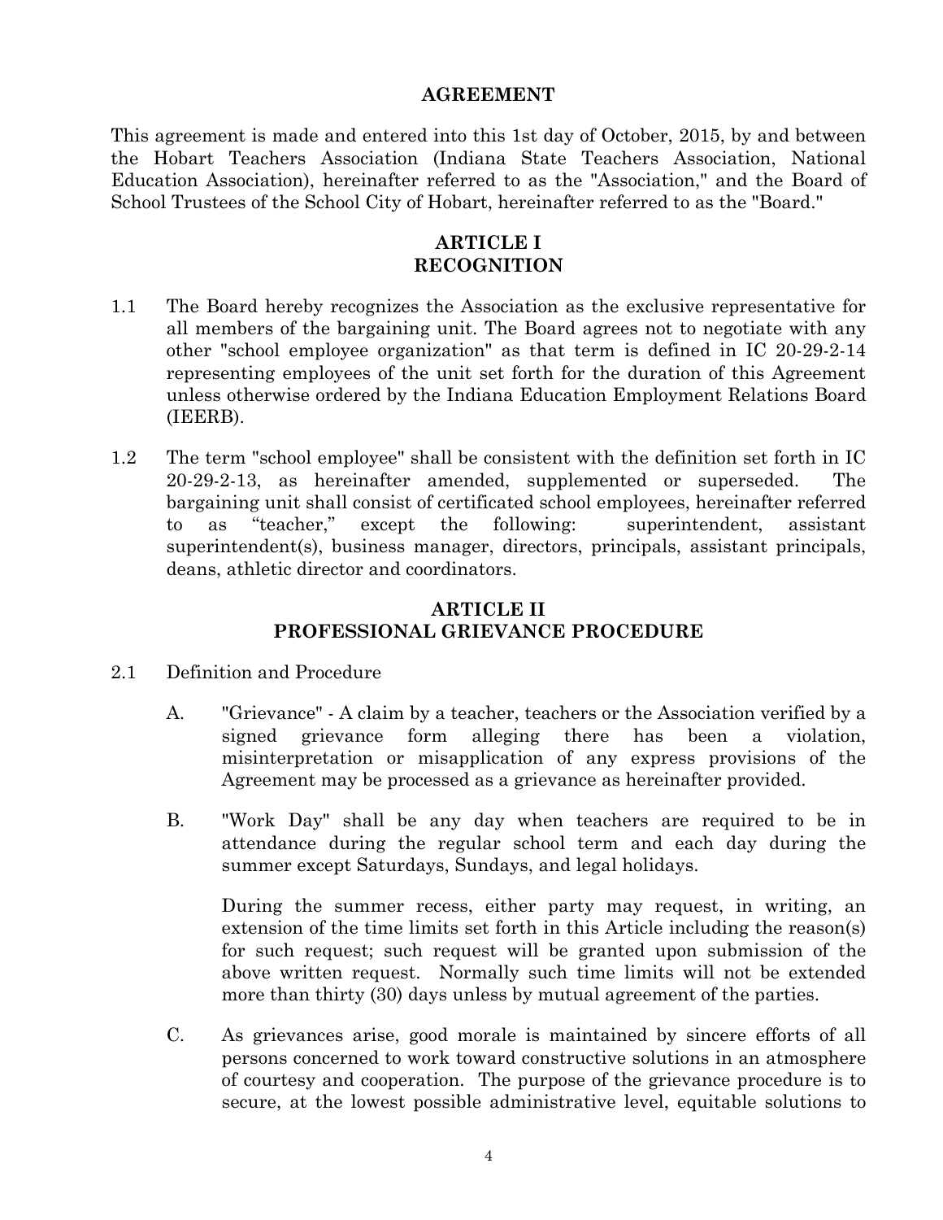## AGREEMENT

This agreement is made and entered into this 1st day of October, 2015, by and between the Hobart Teachers Association (Indiana State Teachers Association, National Education Association), hereinafter referred to as the "Association," and the Board of School Trustees of the School City of Hobart, hereinafter referred to as the "Board."

## ARTICLE I
## RECOGNITION

1.1 The Board hereby recognizes the Association as the exclusive representative for all members of the bargaining unit. The Board agrees not to negotiate with any other "school employee organization" as that term is defined in IC 20-29-2-14 representing employees of the unit set forth for the duration of this Agreement unless otherwise ordered by the Indiana Education Employment Relations Board (IEERB).

1.2 The term "school employee" shall be consistent with the definition set forth in IC 20-29-2-13, as hereinafter amended, supplemented or superseded. The bargaining unit shall consist of certificated school employees, hereinafter referred to as "teacher," except the following: superintendent, assistant superintendent(s), business manager, directors, principals, assistant principals, deans, athletic director and coordinators.

## ARTICLE II
## PROFESSIONAL GRIEVANCE PROCEDURE

2.1 Definition and Procedure

A. "Grievance" - A claim by a teacher, teachers or the Association verified by a signed grievance form alleging there has been a violation, misinterpretation or misapplication of any express provisions of the Agreement may be processed as a grievance as hereinafter provided.

B. "Work Day" shall be any day when teachers are required to be in attendance during the regular school term and each day during the summer except Saturdays, Sundays, and legal holidays.

During the summer recess, either party may request, in writing, an extension of the time limits set forth in this Article including the reason(s) for such request; such request will be granted upon submission of the above written request. Normally such time limits will not be extended more than thirty (30) days unless by mutual agreement of the parties.

C. As grievances arise, good morale is maintained by sincere efforts of all persons concerned to work toward constructive solutions in an atmosphere of courtesy and cooperation. The purpose of the grievance procedure is to secure, at the lowest possible administrative level, equitable solutions to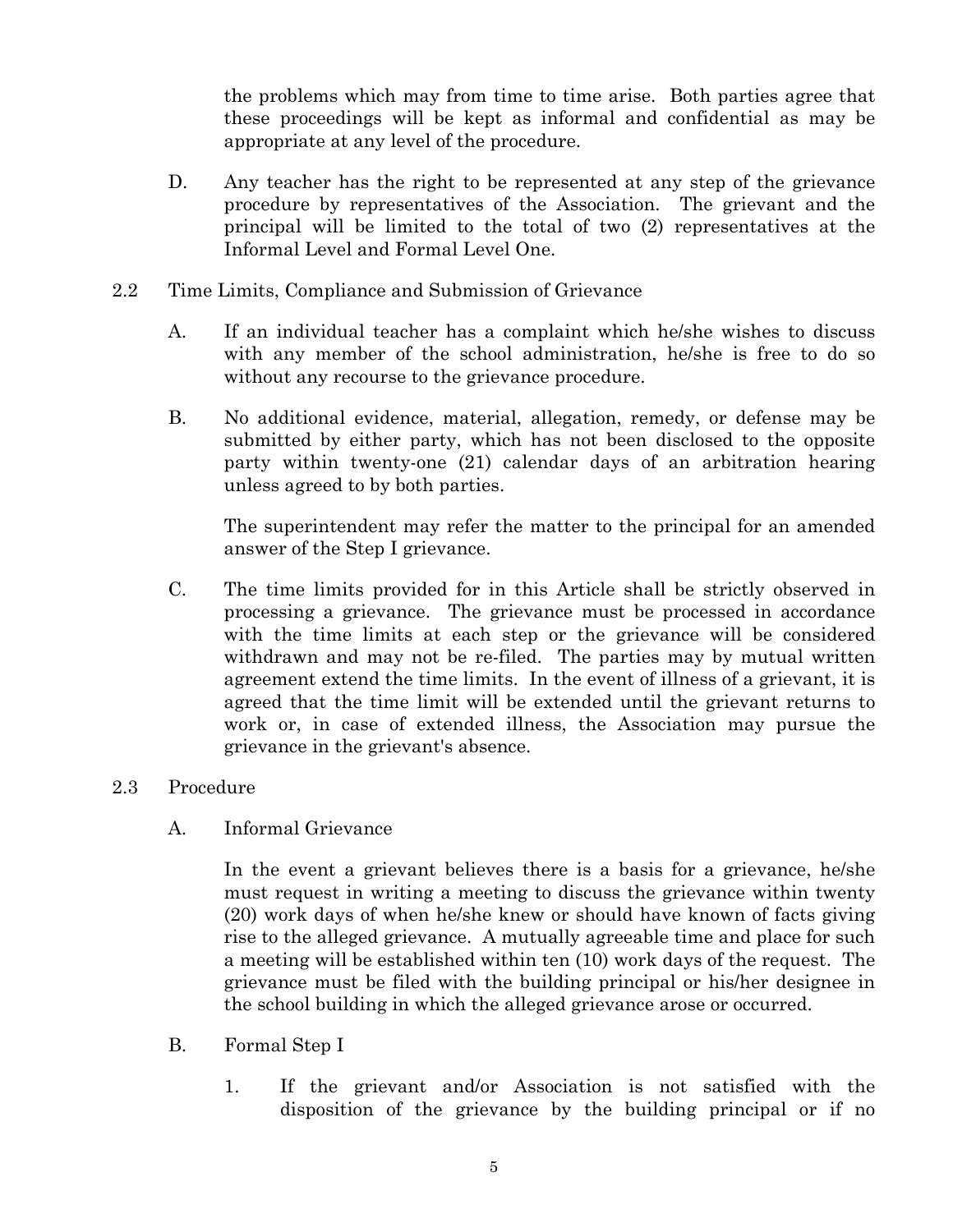the problems which may from time to time arise. Both parties agree that these proceedings will be kept as informal and confidential as may be appropriate at any level of the procedure.

D. Any teacher has the right to be represented at any step of the grievance procedure by representatives of the Association. The grievant and the principal will be limited to the total of two (2) representatives at the Informal Level and Formal Level One.

2.2 Time Limits, Compliance and Submission of Grievance

A. If an individual teacher has a complaint which he/she wishes to discuss with any member of the school administration, he/she is free to do so without any recourse to the grievance procedure.

B. No additional evidence, material, allegation, remedy, or defense may be submitted by either party, which has not been disclosed to the opposite party within twenty-one (21) calendar days of an arbitration hearing unless agreed to by both parties.

The superintendent may refer the matter to the principal for an amended answer of the Step I grievance.

C. The time limits provided for in this Article shall be strictly observed in processing a grievance. The grievance must be processed in accordance with the time limits at each step or the grievance will be considered withdrawn and may not be re-filed. The parties may by mutual written agreement extend the time limits. In the event of illness of a grievant, it is agreed that the time limit will be extended until the grievant returns to work or, in case of extended illness, the Association may pursue the grievance in the grievant's absence.

2.3 Procedure

A. Informal Grievance

In the event a grievant believes there is a basis for a grievance, he/she must request in writing a meeting to discuss the grievance within twenty (20) work days of when he/she knew or should have known of facts giving rise to the alleged grievance. A mutually agreeable time and place for such a meeting will be established within ten (10) work days of the request. The grievance must be filed with the building principal or his/her designee in the school building in which the alleged grievance arose or occurred.

B. Formal Step I

1. If the grievant and/or Association is not satisfied with the disposition of the grievance by the building principal or if no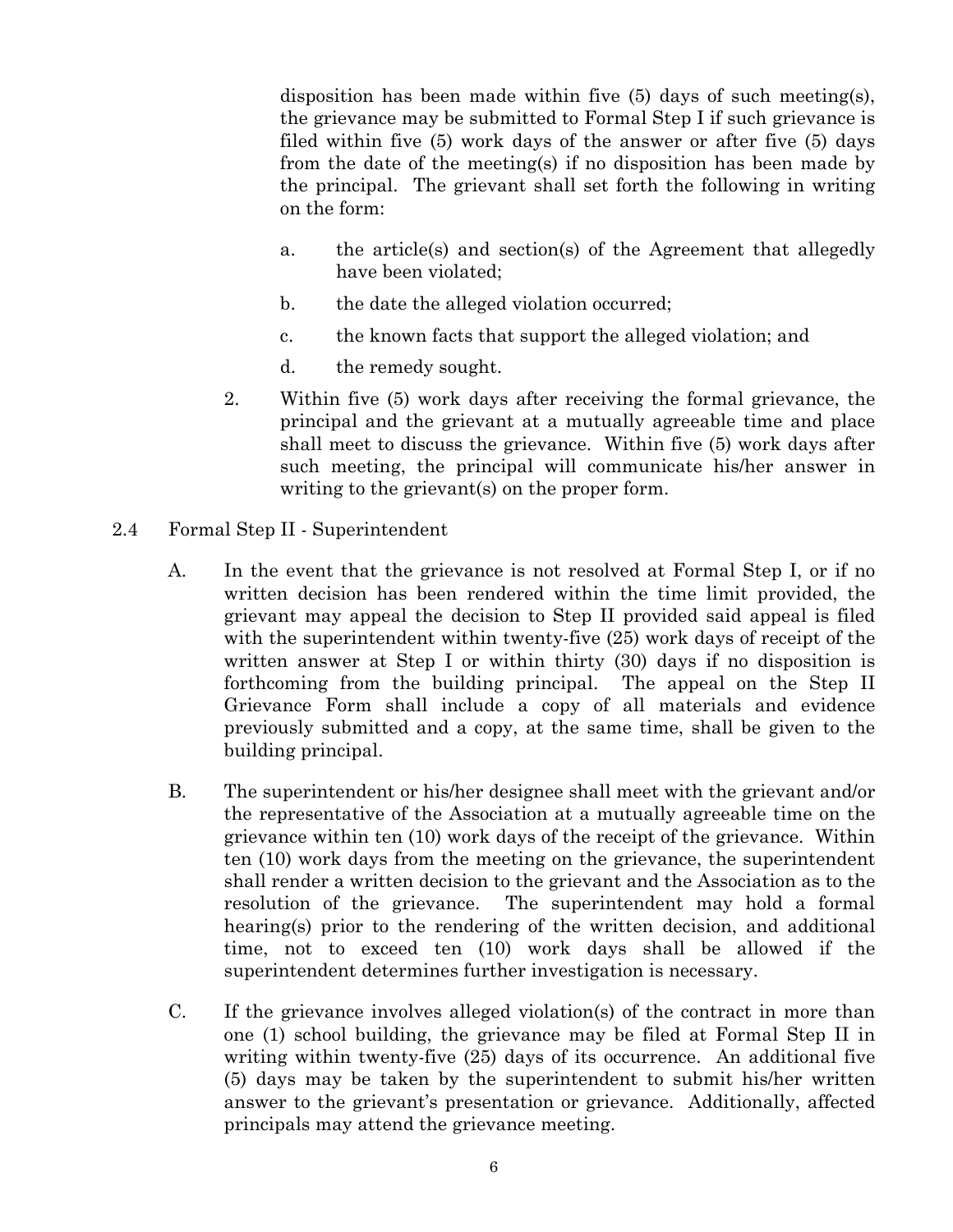disposition has been made within five (5) days of such meeting(s), the grievance may be submitted to Formal Step I if such grievance is filed within five (5) work days of the answer or after five (5) days from the date of the meeting(s) if no disposition has been made by the principal. The grievant shall set forth the following in writing on the form:

  a. the article(s) and section(s) of the Agreement that allegedly have been violated;

  b. the date the alleged violation occurred;

  c. the known facts that support the alleged violation; and

  d. the remedy sought.

2. Within five (5) work days after receiving the formal grievance, the principal and the grievant at a mutually agreeable time and place shall meet to discuss the grievance. Within five (5) work days after such meeting, the principal will communicate his/her answer in writing to the grievant(s) on the proper form.

2.4 Formal Step II - Superintendent

A. In the event that the grievance is not resolved at Formal Step I, or if no written decision has been rendered within the time limit provided, the grievant may appeal the decision to Step II provided said appeal is filed with the superintendent within twenty-five (25) work days of receipt of the written answer at Step I or within thirty (30) days if no disposition is forthcoming from the building principal. The appeal on the Step II Grievance Form shall include a copy of all materials and evidence previously submitted and a copy, at the same time, shall be given to the building principal.

B. The superintendent or his/her designee shall meet with the grievant and/or the representative of the Association at a mutually agreeable time on the grievance within ten (10) work days of the receipt of the grievance. Within ten (10) work days from the meeting on the grievance, the superintendent shall render a written decision to the grievant and the Association as to the resolution of the grievance. The superintendent may hold a formal hearing(s) prior to the rendering of the written decision, and additional time, not to exceed ten (10) work days shall be allowed if the superintendent determines further investigation is necessary.

C. If the grievance involves alleged violation(s) of the contract in more than one (1) school building, the grievance may be filed at Formal Step II in writing within twenty-five (25) days of its occurrence. An additional five (5) days may be taken by the superintendent to submit his/her written answer to the grievant's presentation or grievance. Additionally, affected principals may attend the grievance meeting.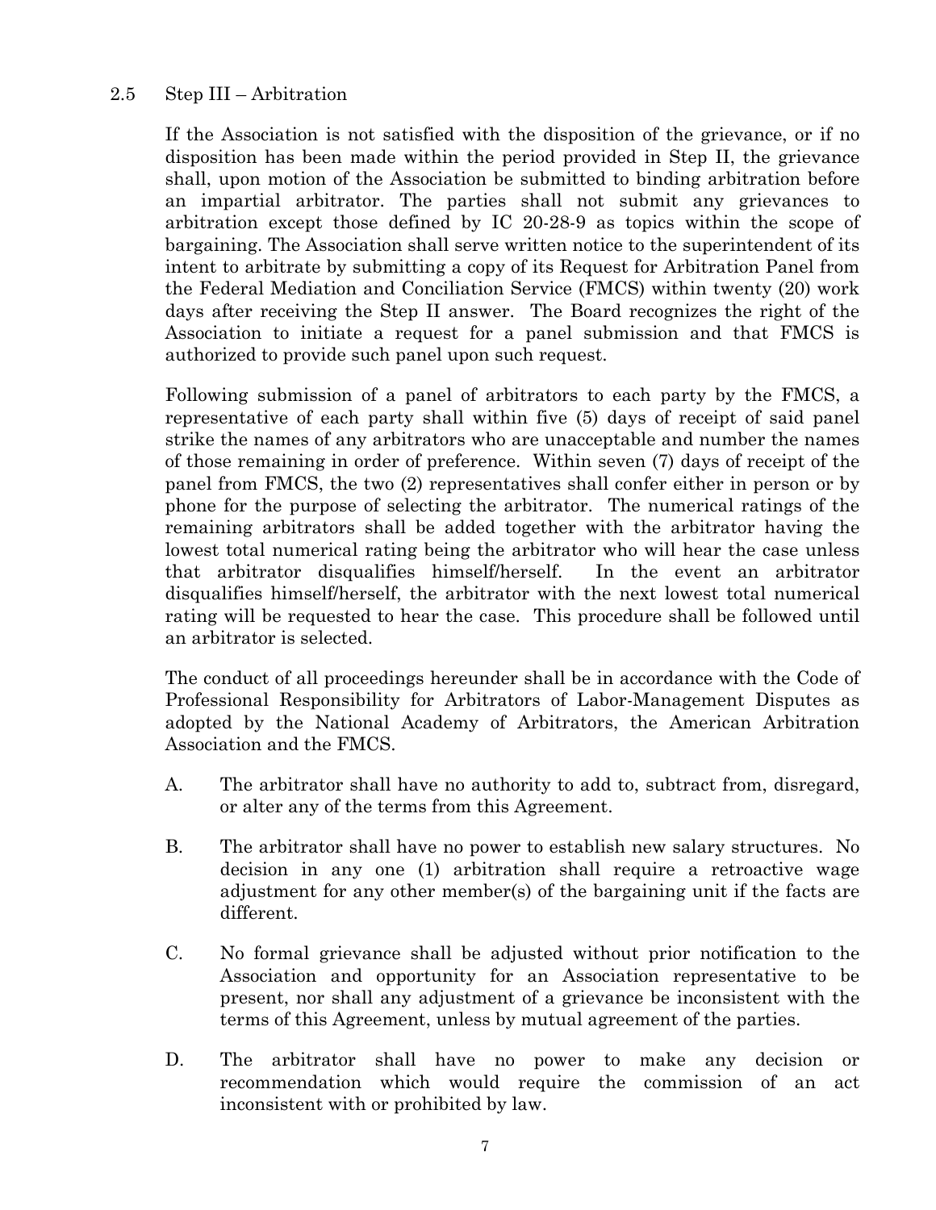## 2.5 Step III – Arbitration

If the Association is not satisfied with the disposition of the grievance, or if no disposition has been made within the period provided in Step II, the grievance shall, upon motion of the Association be submitted to binding arbitration before an impartial arbitrator. The parties shall not submit any grievances to arbitration except those defined by IC 20-28-9 as topics within the scope of bargaining. The Association shall serve written notice to the superintendent of its intent to arbitrate by submitting a copy of its Request for Arbitration Panel from the Federal Mediation and Conciliation Service (FMCS) within twenty (20) work days after receiving the Step II answer. The Board recognizes the right of the Association to initiate a request for a panel submission and that FMCS is authorized to provide such panel upon such request.

Following submission of a panel of arbitrators to each party by the FMCS, a representative of each party shall within five (5) days of receipt of said panel strike the names of any arbitrators who are unacceptable and number the names of those remaining in order of preference. Within seven (7) days of receipt of the panel from FMCS, the two (2) representatives shall confer either in person or by phone for the purpose of selecting the arbitrator. The numerical ratings of the remaining arbitrators shall be added together with the arbitrator having the lowest total numerical rating being the arbitrator who will hear the case unless that arbitrator disqualifies himself/herself. In the event an arbitrator disqualifies himself/herself, the arbitrator with the next lowest total numerical rating will be requested to hear the case. This procedure shall be followed until an arbitrator is selected.

The conduct of all proceedings hereunder shall be in accordance with the Code of Professional Responsibility for Arbitrators of Labor-Management Disputes as adopted by the National Academy of Arbitrators, the American Arbitration Association and the FMCS.

A. The arbitrator shall have no authority to add to, subtract from, disregard, or alter any of the terms from this Agreement.

B. The arbitrator shall have no power to establish new salary structures. No decision in any one (1) arbitration shall require a retroactive wage adjustment for any other member(s) of the bargaining unit if the facts are different.

C. No formal grievance shall be adjusted without prior notification to the Association and opportunity for an Association representative to be present, nor shall any adjustment of a grievance be inconsistent with the terms of this Agreement, unless by mutual agreement of the parties.

D. The arbitrator shall have no power to make any decision or recommendation which would require the commission of an act inconsistent with or prohibited by law.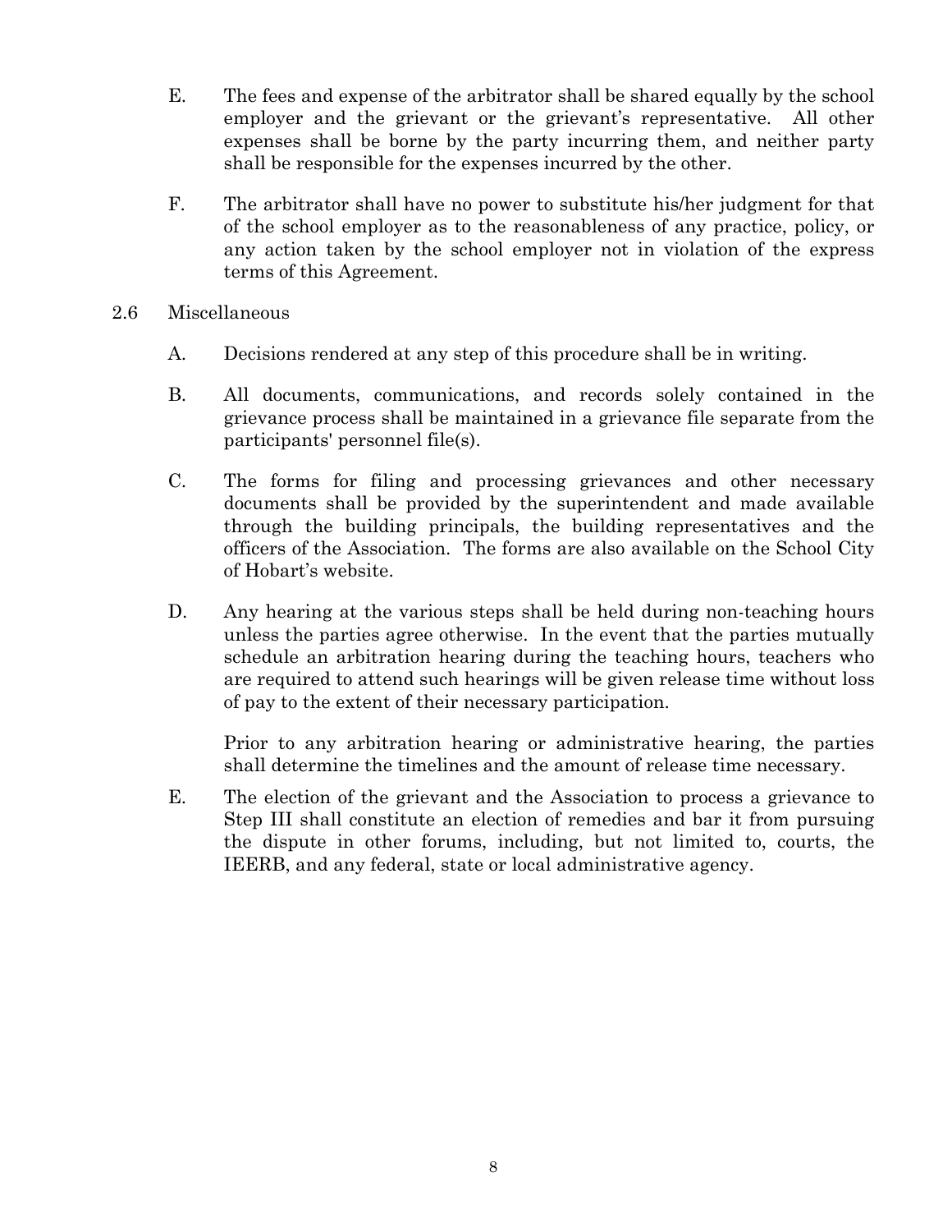E. The fees and expense of the arbitrator shall be shared equally by the school employer and the grievant or the grievant's representative. All other expenses shall be borne by the party incurring them, and neither party shall be responsible for the expenses incurred by the other.

F. The arbitrator shall have no power to substitute his/her judgment for that of the school employer as to the reasonableness of any practice, policy, or any action taken by the school employer not in violation of the express terms of this Agreement.

2.6 Miscellaneous

A. Decisions rendered at any step of this procedure shall be in writing.

B. All documents, communications, and records solely contained in the grievance process shall be maintained in a grievance file separate from the participants' personnel file(s).

C. The forms for filing and processing grievances and other necessary documents shall be provided by the superintendent and made available through the building principals, the building representatives and the officers of the Association. The forms are also available on the School City of Hobart's website.

D. Any hearing at the various steps shall be held during non-teaching hours unless the parties agree otherwise. In the event that the parties mutually schedule an arbitration hearing during the teaching hours, teachers who are required to attend such hearings will be given release time without loss of pay to the extent of their necessary participation.

Prior to any arbitration hearing or administrative hearing, the parties shall determine the timelines and the amount of release time necessary.

E. The election of the grievant and the Association to process a grievance to Step III shall constitute an election of remedies and bar it from pursuing the dispute in other forums, including, but not limited to, courts, the IEERB, and any federal, state or local administrative agency.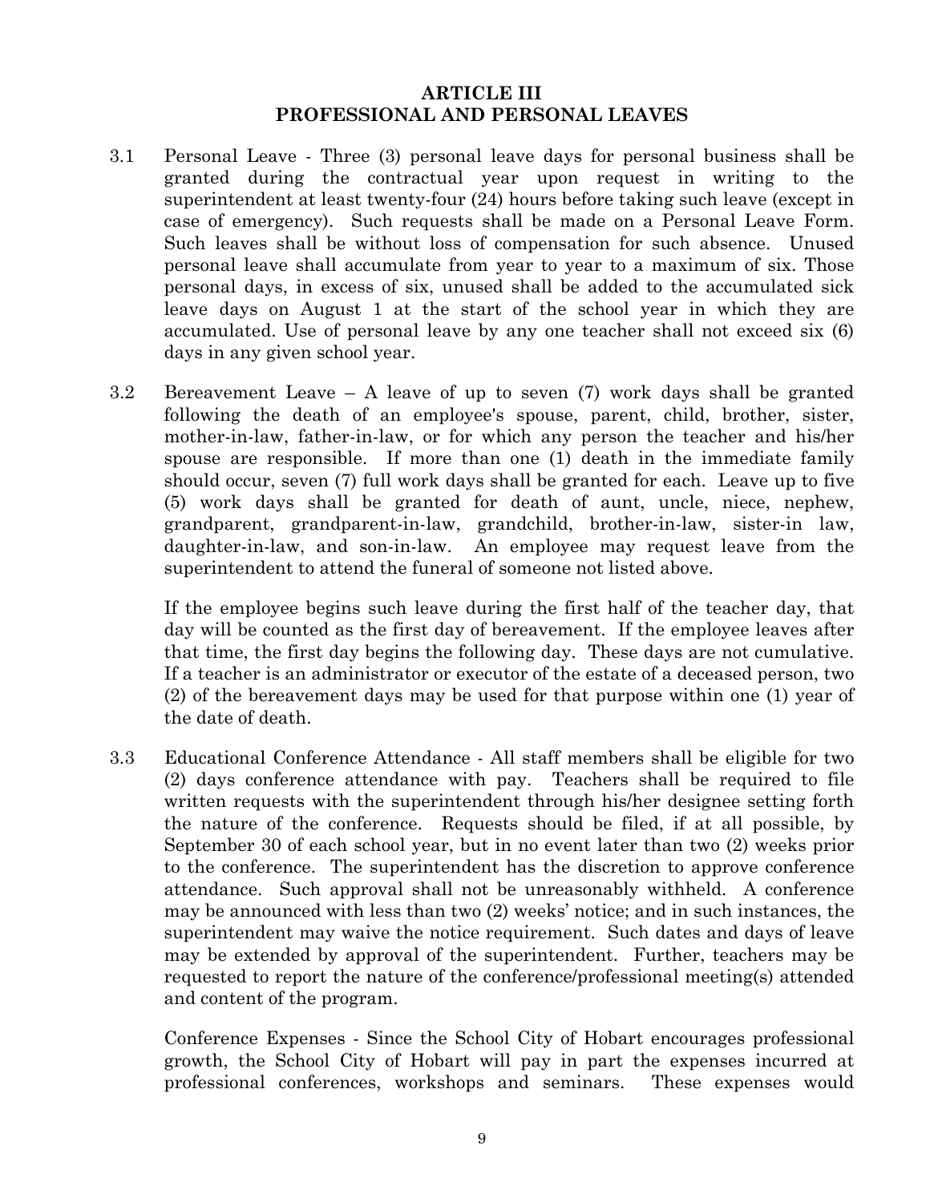## ARTICLE III
## PROFESSIONAL AND PERSONAL LEAVES

3.1 Personal Leave - Three (3) personal leave days for personal business shall be granted during the contractual year upon request in writing to the superintendent at least twenty-four (24) hours before taking such leave (except in case of emergency). Such requests shall be made on a Personal Leave Form. Such leaves shall be without loss of compensation for such absence. Unused personal leave shall accumulate from year to year to a maximum of six. Those personal days, in excess of six, unused shall be added to the accumulated sick leave days on August 1 at the start of the school year in which they are accumulated. Use of personal leave by any one teacher shall not exceed six (6) days in any given school year.

3.2 Bereavement Leave – A leave of up to seven (7) work days shall be granted following the death of an employee's spouse, parent, child, brother, sister, mother-in-law, father-in-law, or for which any person the teacher and his/her spouse are responsible. If more than one (1) death in the immediate family should occur, seven (7) full work days shall be granted for each. Leave up to five (5) work days shall be granted for death of aunt, uncle, niece, nephew, grandparent, grandparent-in-law, grandchild, brother-in-law, sister-in law, daughter-in-law, and son-in-law. An employee may request leave from the superintendent to attend the funeral of someone not listed above.

If the employee begins such leave during the first half of the teacher day, that day will be counted as the first day of bereavement. If the employee leaves after that time, the first day begins the following day. These days are not cumulative. If a teacher is an administrator or executor of the estate of a deceased person, two (2) of the bereavement days may be used for that purpose within one (1) year of the date of death.

3.3 Educational Conference Attendance - All staff members shall be eligible for two (2) days conference attendance with pay. Teachers shall be required to file written requests with the superintendent through his/her designee setting forth the nature of the conference. Requests should be filed, if at all possible, by September 30 of each school year, but in no event later than two (2) weeks prior to the conference. The superintendent has the discretion to approve conference attendance. Such approval shall not be unreasonably withheld. A conference may be announced with less than two (2) weeks' notice; and in such instances, the superintendent may waive the notice requirement. Such dates and days of leave may be extended by approval of the superintendent. Further, teachers may be requested to report the nature of the conference/professional meeting(s) attended and content of the program.

Conference Expenses - Since the School City of Hobart encourages professional growth, the School City of Hobart will pay in part the expenses incurred at professional conferences, workshops and seminars. These expenses would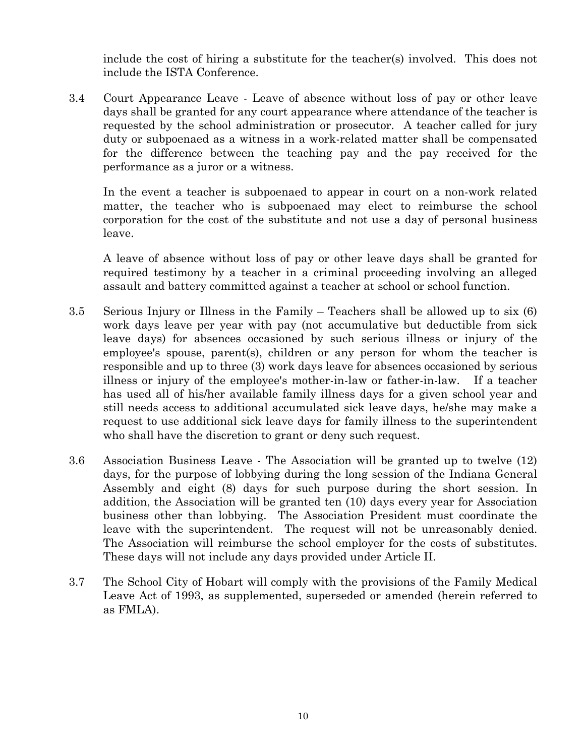include the cost of hiring a substitute for the teacher(s) involved. This does not include the ISTA Conference.

3.4 Court Appearance Leave - Leave of absence without loss of pay or other leave days shall be granted for any court appearance where attendance of the teacher is requested by the school administration or prosecutor. A teacher called for jury duty or subpoenaed as a witness in a work-related matter shall be compensated for the difference between the teaching pay and the pay received for the performance as a juror or a witness.

In the event a teacher is subpoenaed to appear in court on a non-work related matter, the teacher who is subpoenaed may elect to reimburse the school corporation for the cost of the substitute and not use a day of personal business leave.

A leave of absence without loss of pay or other leave days shall be granted for required testimony by a teacher in a criminal proceeding involving an alleged assault and battery committed against a teacher at school or school function.

3.5 Serious Injury or Illness in the Family – Teachers shall be allowed up to six (6) work days leave per year with pay (not accumulative but deductible from sick leave days) for absences occasioned by such serious illness or injury of the employee's spouse, parent(s), children or any person for whom the teacher is responsible and up to three (3) work days leave for absences occasioned by serious illness or injury of the employee's mother-in-law or father-in-law. If a teacher has used all of his/her available family illness days for a given school year and still needs access to additional accumulated sick leave days, he/she may make a request to use additional sick leave days for family illness to the superintendent who shall have the discretion to grant or deny such request.

3.6 Association Business Leave - The Association will be granted up to twelve (12) days, for the purpose of lobbying during the long session of the Indiana General Assembly and eight (8) days for such purpose during the short session. In addition, the Association will be granted ten (10) days every year for Association business other than lobbying. The Association President must coordinate the leave with the superintendent. The request will not be unreasonably denied. The Association will reimburse the school employer for the costs of substitutes. These days will not include any days provided under Article II.

3.7 The School City of Hobart will comply with the provisions of the Family Medical Leave Act of 1993, as supplemented, superseded or amended (herein referred to as FMLA).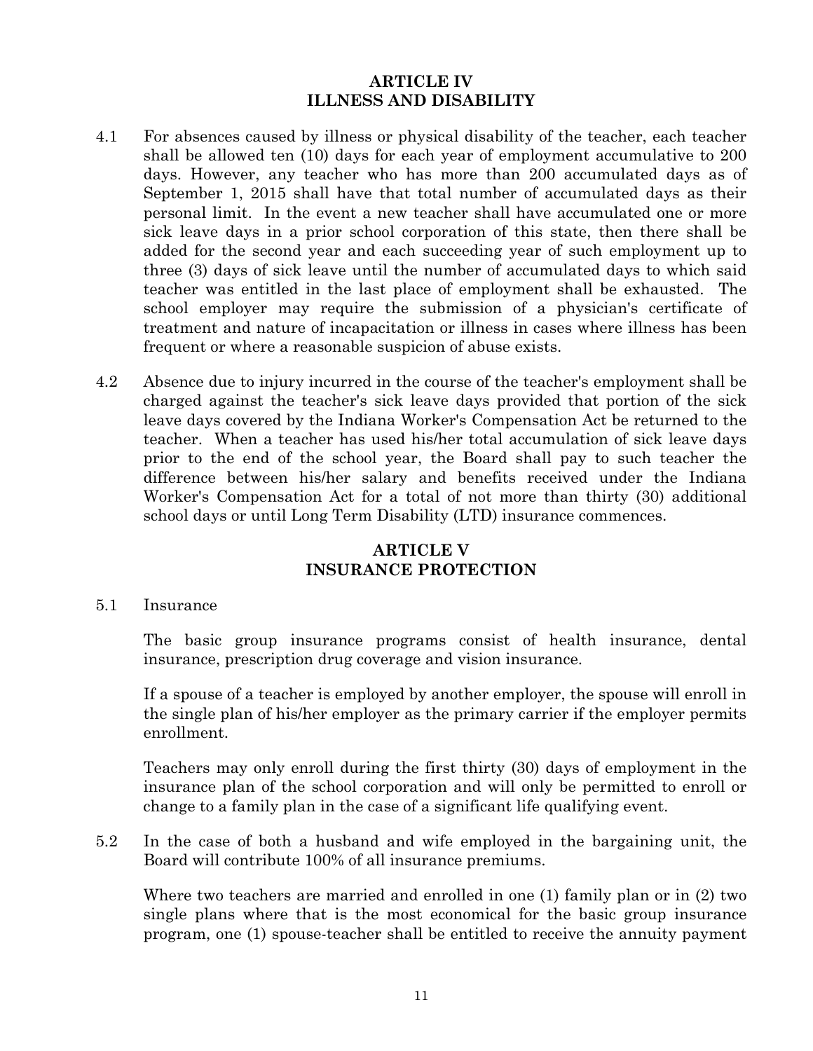## ARTICLE IV
## ILLNESS AND DISABILITY

4.1 For absences caused by illness or physical disability of the teacher, each teacher shall be allowed ten (10) days for each year of employment accumulative to 200 days. However, any teacher who has more than 200 accumulated days as of September 1, 2015 shall have that total number of accumulated days as their personal limit. In the event a new teacher shall have accumulated one or more sick leave days in a prior school corporation of this state, then there shall be added for the second year and each succeeding year of such employment up to three (3) days of sick leave until the number of accumulated days to which said teacher was entitled in the last place of employment shall be exhausted. The school employer may require the submission of a physician's certificate of treatment and nature of incapacitation or illness in cases where illness has been frequent or where a reasonable suspicion of abuse exists.

4.2 Absence due to injury incurred in the course of the teacher's employment shall be charged against the teacher's sick leave days provided that portion of the sick leave days covered by the Indiana Worker's Compensation Act be returned to the teacher. When a teacher has used his/her total accumulation of sick leave days prior to the end of the school year, the Board shall pay to such teacher the difference between his/her salary and benefits received under the Indiana Worker's Compensation Act for a total of not more than thirty (30) additional school days or until Long Term Disability (LTD) insurance commences.

## ARTICLE V
## INSURANCE PROTECTION

5.1 Insurance

The basic group insurance programs consist of health insurance, dental insurance, prescription drug coverage and vision insurance.

If a spouse of a teacher is employed by another employer, the spouse will enroll in the single plan of his/her employer as the primary carrier if the employer permits enrollment.

Teachers may only enroll during the first thirty (30) days of employment in the insurance plan of the school corporation and will only be permitted to enroll or change to a family plan in the case of a significant life qualifying event.

5.2 In the case of both a husband and wife employed in the bargaining unit, the Board will contribute 100% of all insurance premiums.

Where two teachers are married and enrolled in one (1) family plan or in (2) two single plans where that is the most economical for the basic group insurance program, one (1) spouse-teacher shall be entitled to receive the annuity payment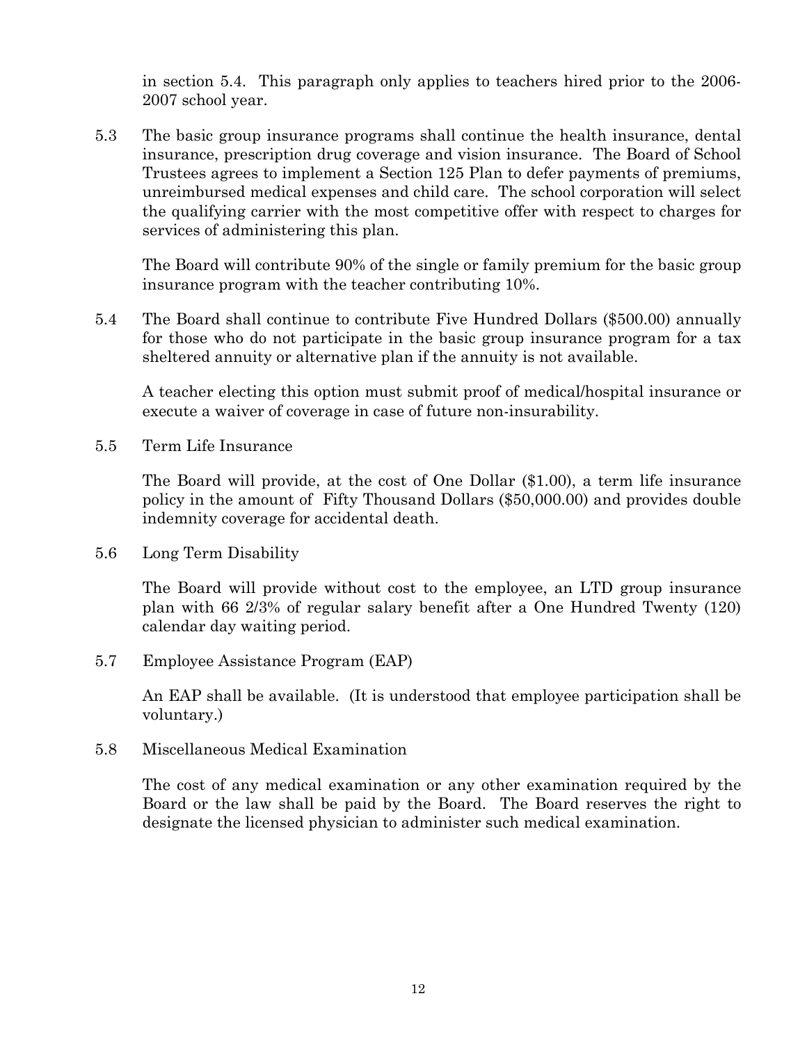in section 5.4. This paragraph only applies to teachers hired prior to the 2006-2007 school year.

5.3 The basic group insurance programs shall continue the health insurance, dental insurance, prescription drug coverage and vision insurance. The Board of School Trustees agrees to implement a Section 125 Plan to defer payments of premiums, unreimbursed medical expenses and child care. The school corporation will select the qualifying carrier with the most competitive offer with respect to charges for services of administering this plan.

The Board will contribute 90% of the single or family premium for the basic group insurance program with the teacher contributing 10%.

5.4 The Board shall continue to contribute Five Hundred Dollars ($500.00) annually for those who do not participate in the basic group insurance program for a tax sheltered annuity or alternative plan if the annuity is not available.

A teacher electing this option must submit proof of medical/hospital insurance or execute a waiver of coverage in case of future non-insurability.

5.5 Term Life Insurance

The Board will provide, at the cost of One Dollar ($1.00), a term life insurance policy in the amount of Fifty Thousand Dollars ($50,000.00) and provides double indemnity coverage for accidental death.

5.6 Long Term Disability

The Board will provide without cost to the employee, an LTD group insurance plan with 66 2/3% of regular salary benefit after a One Hundred Twenty (120) calendar day waiting period.

5.7 Employee Assistance Program (EAP)

An EAP shall be available. (It is understood that employee participation shall be voluntary.)

5.8 Miscellaneous Medical Examination

The cost of any medical examination or any other examination required by the Board or the law shall be paid by the Board. The Board reserves the right to designate the licensed physician to administer such medical examination.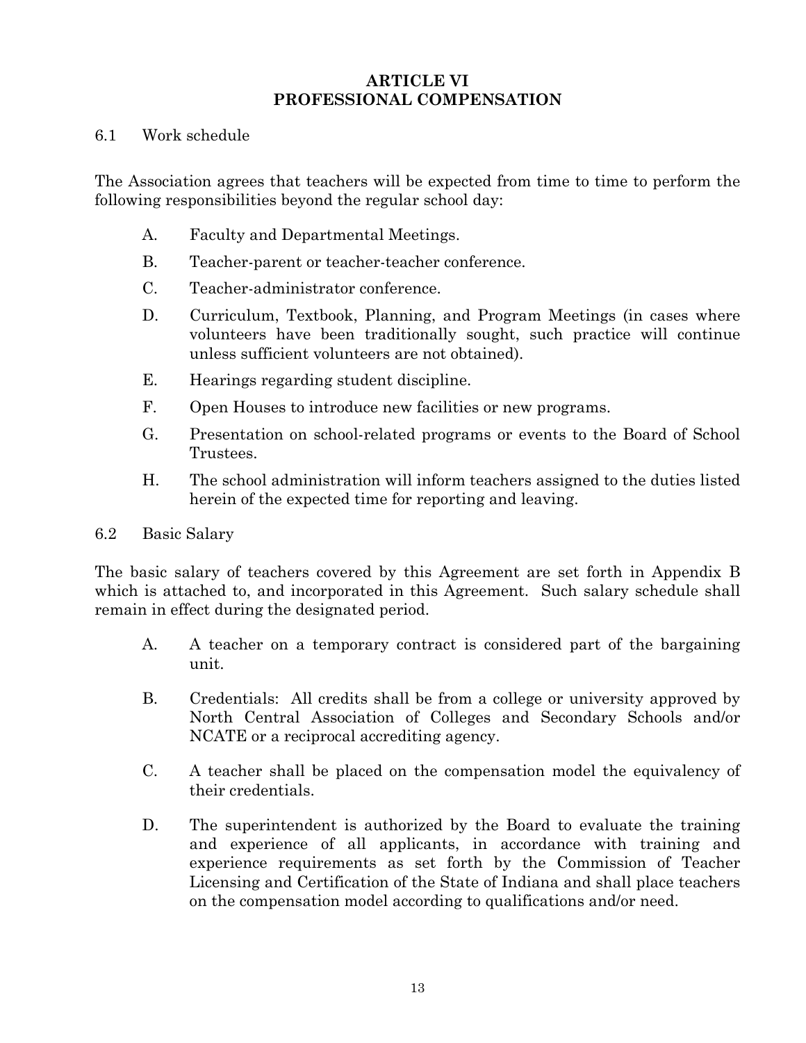# ARTICLE VI
# PROFESSIONAL COMPENSATION

## 6.1 Work schedule

The Association agrees that teachers will be expected from time to time to perform the following responsibilities beyond the regular school day:

A. Faculty and Departmental Meetings.

B. Teacher-parent or teacher-teacher conference.

C. Teacher-administrator conference.

D. Curriculum, Textbook, Planning, and Program Meetings (in cases where volunteers have been traditionally sought, such practice will continue unless sufficient volunteers are not obtained).

E. Hearings regarding student discipline.

F. Open Houses to introduce new facilities or new programs.

G. Presentation on school-related programs or events to the Board of School Trustees.

H. The school administration will inform teachers assigned to the duties listed herein of the expected time for reporting and leaving.

## 6.2 Basic Salary

The basic salary of teachers covered by this Agreement are set forth in Appendix B which is attached to, and incorporated in this Agreement. Such salary schedule shall remain in effect during the designated period.

A. A teacher on a temporary contract is considered part of the bargaining unit.

B. Credentials: All credits shall be from a college or university approved by North Central Association of Colleges and Secondary Schools and/or NCATE or a reciprocal accrediting agency.

C. A teacher shall be placed on the compensation model the equivalency of their credentials.

D. The superintendent is authorized by the Board to evaluate the training and experience of all applicants, in accordance with training and experience requirements as set forth by the Commission of Teacher Licensing and Certification of the State of Indiana and shall place teachers on the compensation model according to qualifications and/or need.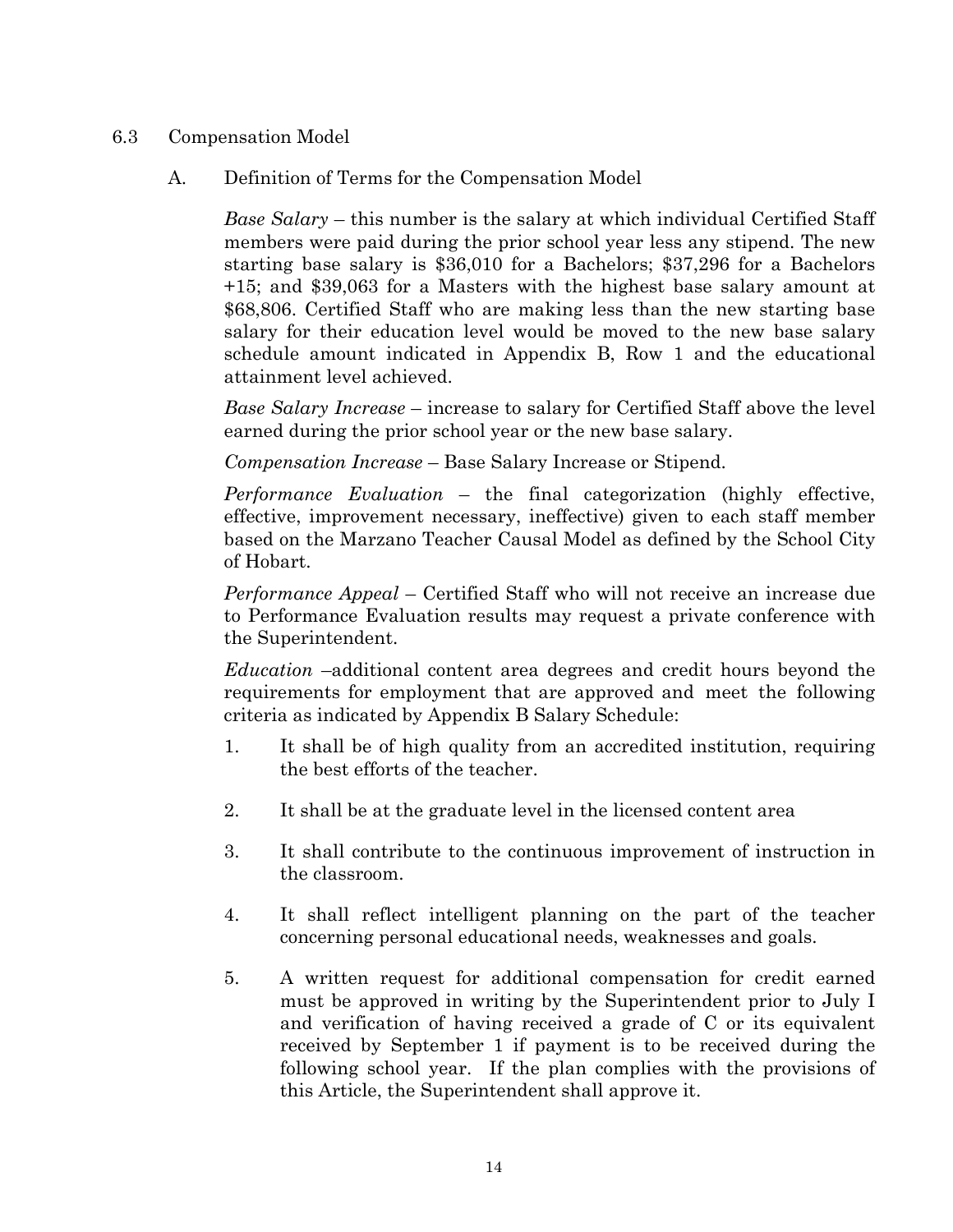## 6.3 Compensation Model

### A. Definition of Terms for the Compensation Model

*Base Salary* – this number is the salary at which individual Certified Staff members were paid during the prior school year less any stipend. The new starting base salary is $36,010 for a Bachelors; $37,296 for a Bachelors +15; and $39,063 for a Masters with the highest base salary amount at $68,806. Certified Staff who are making less than the new starting base salary for their education level would be moved to the new base salary schedule amount indicated in Appendix B, Row 1 and the educational attainment level achieved.

*Base Salary Increase* – increase to salary for Certified Staff above the level earned during the prior school year or the new base salary.

*Compensation Increase* – Base Salary Increase or Stipend.

*Performance Evaluation* – the final categorization (highly effective, effective, improvement necessary, ineffective) given to each staff member based on the Marzano Teacher Causal Model as defined by the School City of Hobart.

*Performance Appeal* – Certified Staff who will not receive an increase due to Performance Evaluation results may request a private conference with the Superintendent.

*Education* –additional content area degrees and credit hours beyond the requirements for employment that are approved and meet the following criteria as indicated by Appendix B Salary Schedule:

1. It shall be of high quality from an accredited institution, requiring the best efforts of the teacher.
2. It shall be at the graduate level in the licensed content area
3. It shall contribute to the continuous improvement of instruction in the classroom.
4. It shall reflect intelligent planning on the part of the teacher concerning personal educational needs, weaknesses and goals.
5. A written request for additional compensation for credit earned must be approved in writing by the Superintendent prior to July I and verification of having received a grade of C or its equivalent received by September 1 if payment is to be received during the following school year. If the plan complies with the provisions of this Article, the Superintendent shall approve it.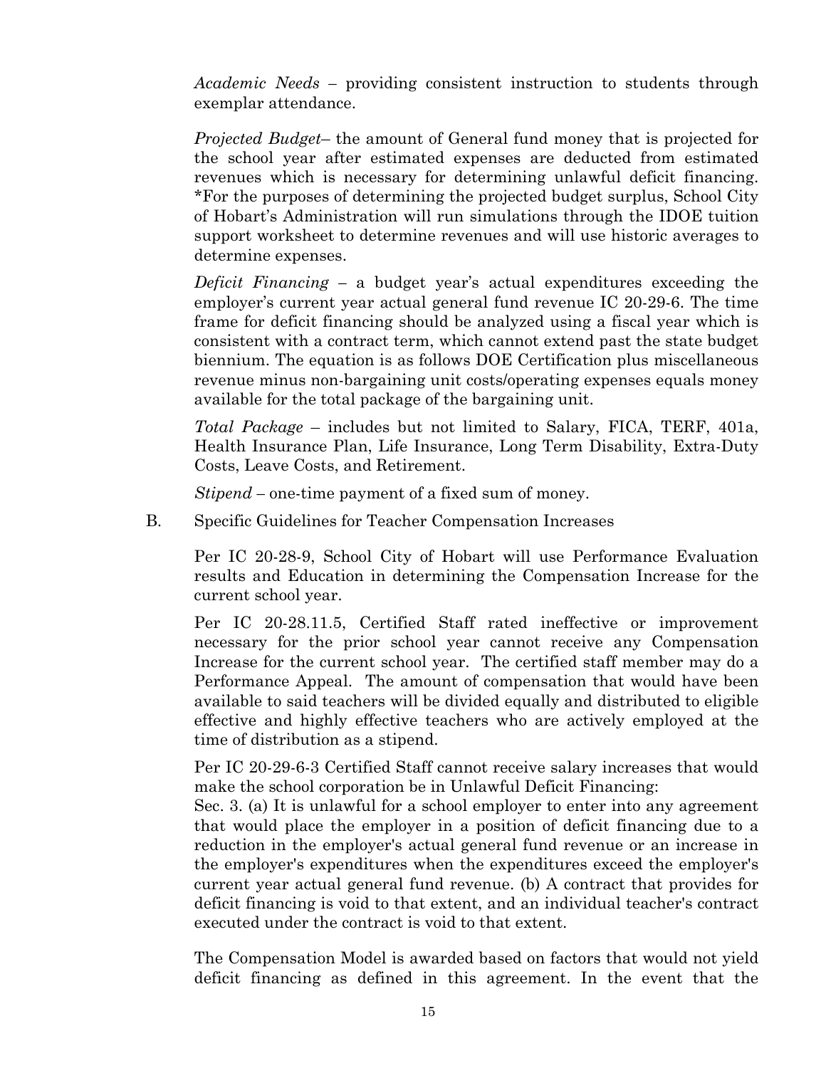*Academic Needs* – providing consistent instruction to students through exemplar attendance.

*Projected Budget*– the amount of General fund money that is projected for the school year after estimated expenses are deducted from estimated revenues which is necessary for determining unlawful deficit financing. *For the purposes of determining the projected budget surplus, School City of Hobart's Administration will run simulations through the IDOE tuition support worksheet to determine revenues and will use historic averages to determine expenses.

*Deficit Financing* – a budget year's actual expenditures exceeding the employer's current year actual general fund revenue IC 20-29-6. The time frame for deficit financing should be analyzed using a fiscal year which is consistent with a contract term, which cannot extend past the state budget biennium. The equation is as follows DOE Certification plus miscellaneous revenue minus non-bargaining unit costs/operating expenses equals money available for the total package of the bargaining unit.

*Total Package* – includes but not limited to Salary, FICA, TERF, 401a, Health Insurance Plan, Life Insurance, Long Term Disability, Extra-Duty Costs, Leave Costs, and Retirement.

*Stipend* – one-time payment of a fixed sum of money.

B. Specific Guidelines for Teacher Compensation Increases

Per IC 20-28-9, School City of Hobart will use Performance Evaluation results and Education in determining the Compensation Increase for the current school year.

Per IC 20-28.11.5, Certified Staff rated ineffective or improvement necessary for the prior school year cannot receive any Compensation Increase for the current school year. The certified staff member may do a Performance Appeal. The amount of compensation that would have been available to said teachers will be divided equally and distributed to eligible effective and highly effective teachers who are actively employed at the time of distribution as a stipend.

Per IC 20-29-6-3 Certified Staff cannot receive salary increases that would make the school corporation be in Unlawful Deficit Financing:
Sec. 3. (a) It is unlawful for a school employer to enter into any agreement that would place the employer in a position of deficit financing due to a reduction in the employer's actual general fund revenue or an increase in the employer's expenditures when the expenditures exceed the employer's current year actual general fund revenue. (b) A contract that provides for deficit financing is void to that extent, and an individual teacher's contract executed under the contract is void to that extent.

The Compensation Model is awarded based on factors that would not yield deficit financing as defined in this agreement. In the event that the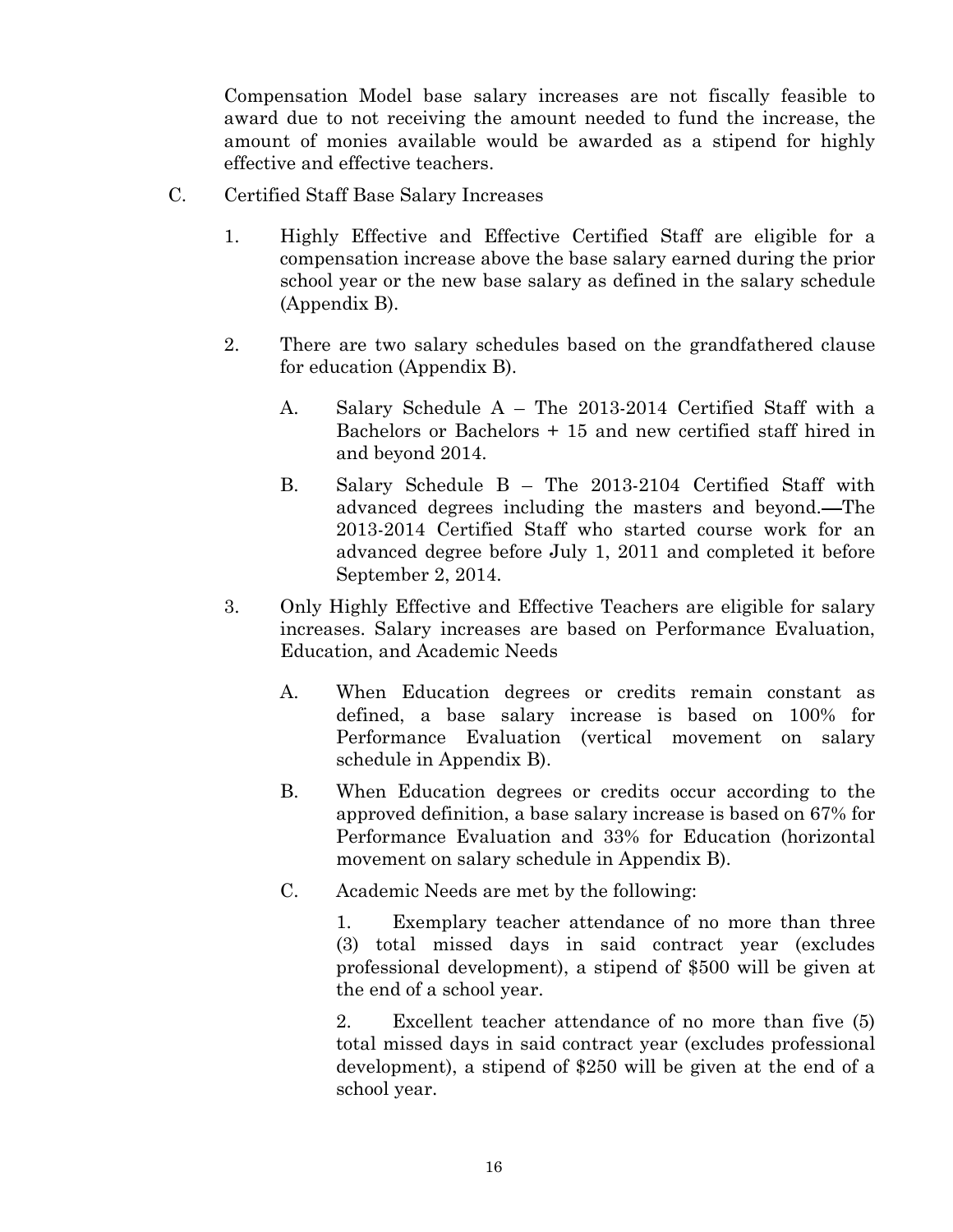Compensation Model base salary increases are not fiscally feasible to award due to not receiving the amount needed to fund the increase, the amount of monies available would be awarded as a stipend for highly effective and effective teachers.

C. Certified Staff Base Salary Increases

1. Highly Effective and Effective Certified Staff are eligible for a compensation increase above the base salary earned during the prior school year or the new base salary as defined in the salary schedule (Appendix B).

2. There are two salary schedules based on the grandfathered clause for education (Appendix B).

   A. Salary Schedule A – The 2013-2014 Certified Staff with a Bachelors or Bachelors + 15 and new certified staff hired in and beyond 2014.

   B. Salary Schedule B – The 2013-2104 Certified Staff with advanced degrees including the masters and beyond.—The 2013-2014 Certified Staff who started course work for an advanced degree before July 1, 2011 and completed it before September 2, 2014.

3. Only Highly Effective and Effective Teachers are eligible for salary increases. Salary increases are based on Performance Evaluation, Education, and Academic Needs

   A. When Education degrees or credits remain constant as defined, a base salary increase is based on 100% for Performance Evaluation (vertical movement on salary schedule in Appendix B).

   B. When Education degrees or credits occur according to the approved definition, a base salary increase is based on 67% for Performance Evaluation and 33% for Education (horizontal movement on salary schedule in Appendix B).

   C. Academic Needs are met by the following:

      1. Exemplary teacher attendance of no more than three (3) total missed days in said contract year (excludes professional development), a stipend of $500 will be given at the end of a school year.

      2. Excellent teacher attendance of no more than five (5) total missed days in said contract year (excludes professional development), a stipend of $250 will be given at the end of a school year.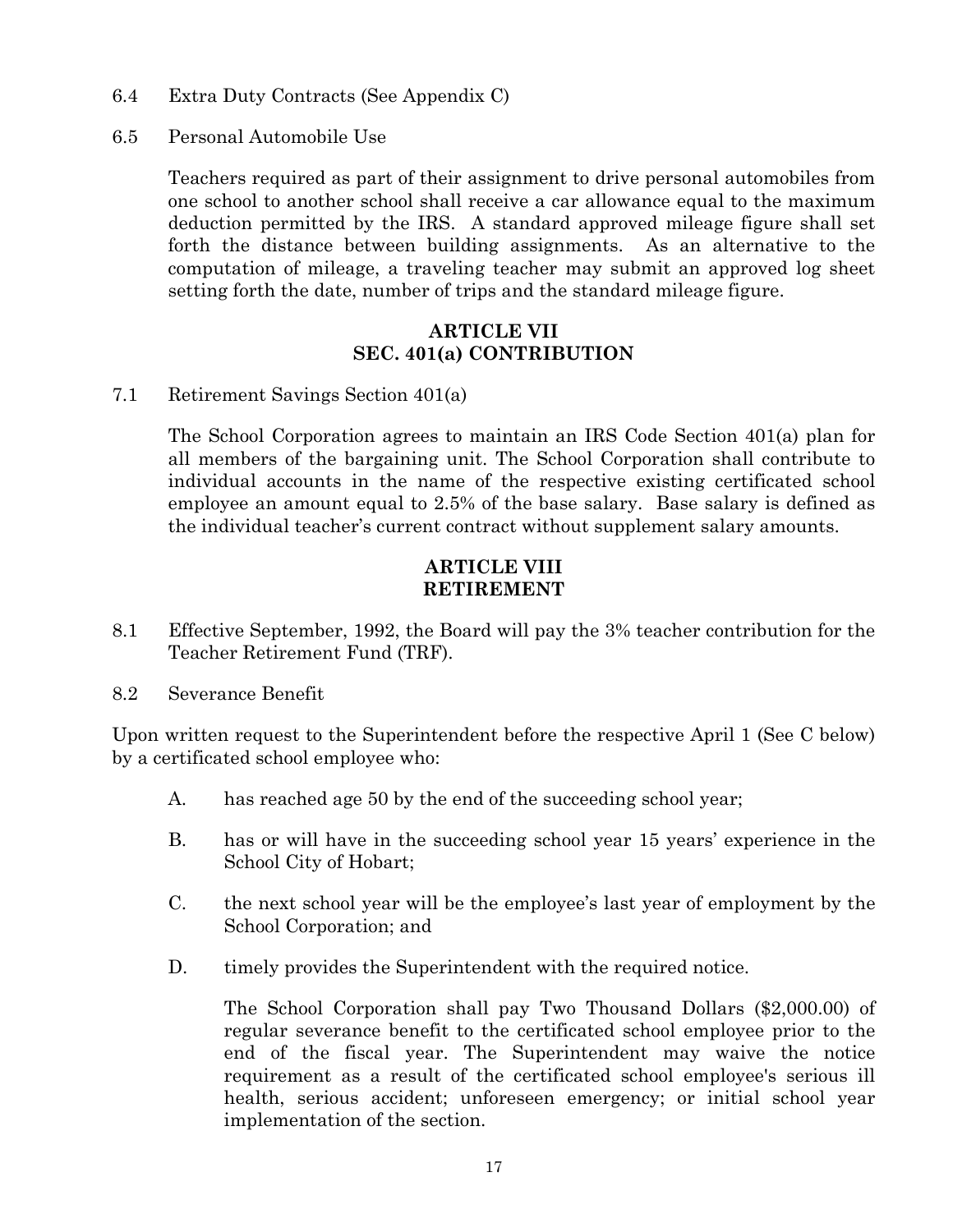6.4 Extra Duty Contracts (See Appendix C)

6.5 Personal Automobile Use

Teachers required as part of their assignment to drive personal automobiles from one school to another school shall receive a car allowance equal to the maximum deduction permitted by the IRS. A standard approved mileage figure shall set forth the distance between building assignments. As an alternative to the computation of mileage, a traveling teacher may submit an approved log sheet setting forth the date, number of trips and the standard mileage figure.

## ARTICLE VII
## SEC. 401(a) CONTRIBUTION

7.1 Retirement Savings Section 401(a)

The School Corporation agrees to maintain an IRS Code Section 401(a) plan for all members of the bargaining unit. The School Corporation shall contribute to individual accounts in the name of the respective existing certificated school employee an amount equal to 2.5% of the base salary. Base salary is defined as the individual teacher's current contract without supplement salary amounts.

## ARTICLE VIII
## RETIREMENT

8.1 Effective September, 1992, the Board will pay the 3% teacher contribution for the Teacher Retirement Fund (TRF).

8.2 Severance Benefit

Upon written request to the Superintendent before the respective April 1 (See C below) by a certificated school employee who:

A. has reached age 50 by the end of the succeeding school year;

B. has or will have in the succeeding school year 15 years' experience in the School City of Hobart;

C. the next school year will be the employee's last year of employment by the School Corporation; and

D. timely provides the Superintendent with the required notice.

The School Corporation shall pay Two Thousand Dollars ($2,000.00) of regular severance benefit to the certificated school employee prior to the end of the fiscal year. The Superintendent may waive the notice requirement as a result of the certificated school employee's serious ill health, serious accident; unforeseen emergency; or initial school year implementation of the section.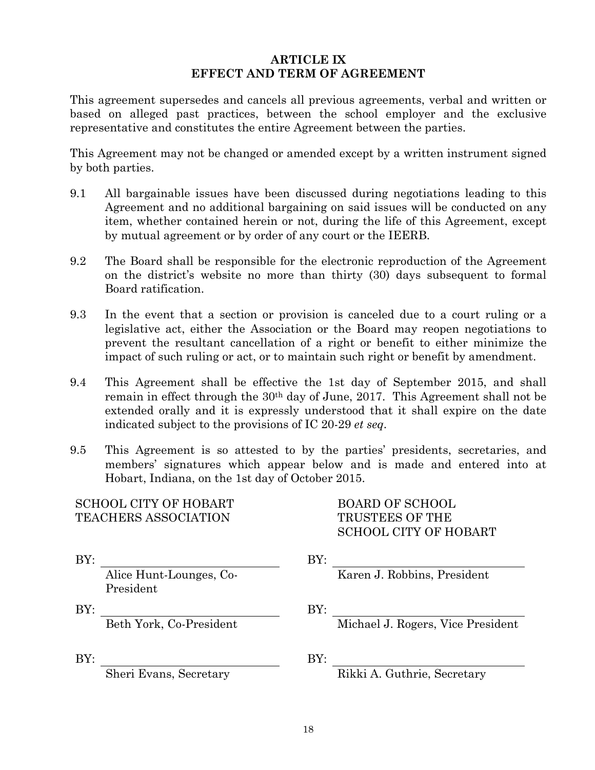## ARTICLE IX
## EFFECT AND TERM OF AGREEMENT

This agreement supersedes and cancels all previous agreements, verbal and written or based on alleged past practices, between the school employer and the exclusive representative and constitutes the entire Agreement between the parties.

This Agreement may not be changed or amended except by a written instrument signed by both parties.

9.1 All bargainable issues have been discussed during negotiations leading to this Agreement and no additional bargaining on said issues will be conducted on any item, whether contained herein or not, during the life of this Agreement, except by mutual agreement or by order of any court or the IEERB.

9.2 The Board shall be responsible for the electronic reproduction of the Agreement on the district's website no more than thirty (30) days subsequent to formal Board ratification.

9.3 In the event that a section or provision is canceled due to a court ruling or a legislative act, either the Association or the Board may reopen negotiations to prevent the resultant cancellation of a right or benefit to either minimize the impact of such ruling or act, or to maintain such right or benefit by amendment.

9.4 This Agreement shall be effective the 1st day of September 2015, and shall remain in effect through the 30th day of June, 2017. This Agreement shall not be extended orally and it is expressly understood that it shall expire on the date indicated subject to the provisions of IC 20-29 *et seq*.

9.5 This Agreement is so attested to by the parties' presidents, secretaries, and members' signatures which appear below and is made and entered into at Hobart, Indiana, on the 1st day of October 2015.

| SCHOOL CITY OF HOBART TEACHERS ASSOCIATION | BOARD OF SCHOOL TRUSTEES OF THE SCHOOL CITY OF HOBART |
|---|---|
| BY: ______________________ Alice Hunt-Lounges, Co-President | BY: ______________________ Karen J. Robbins, President |
| BY: ______________________ Beth York, Co-President | BY: ______________________ Michael J. Rogers, Vice President |
| BY: ______________________ Sheri Evans, Secretary | BY: ______________________ Rikki A. Guthrie, Secretary |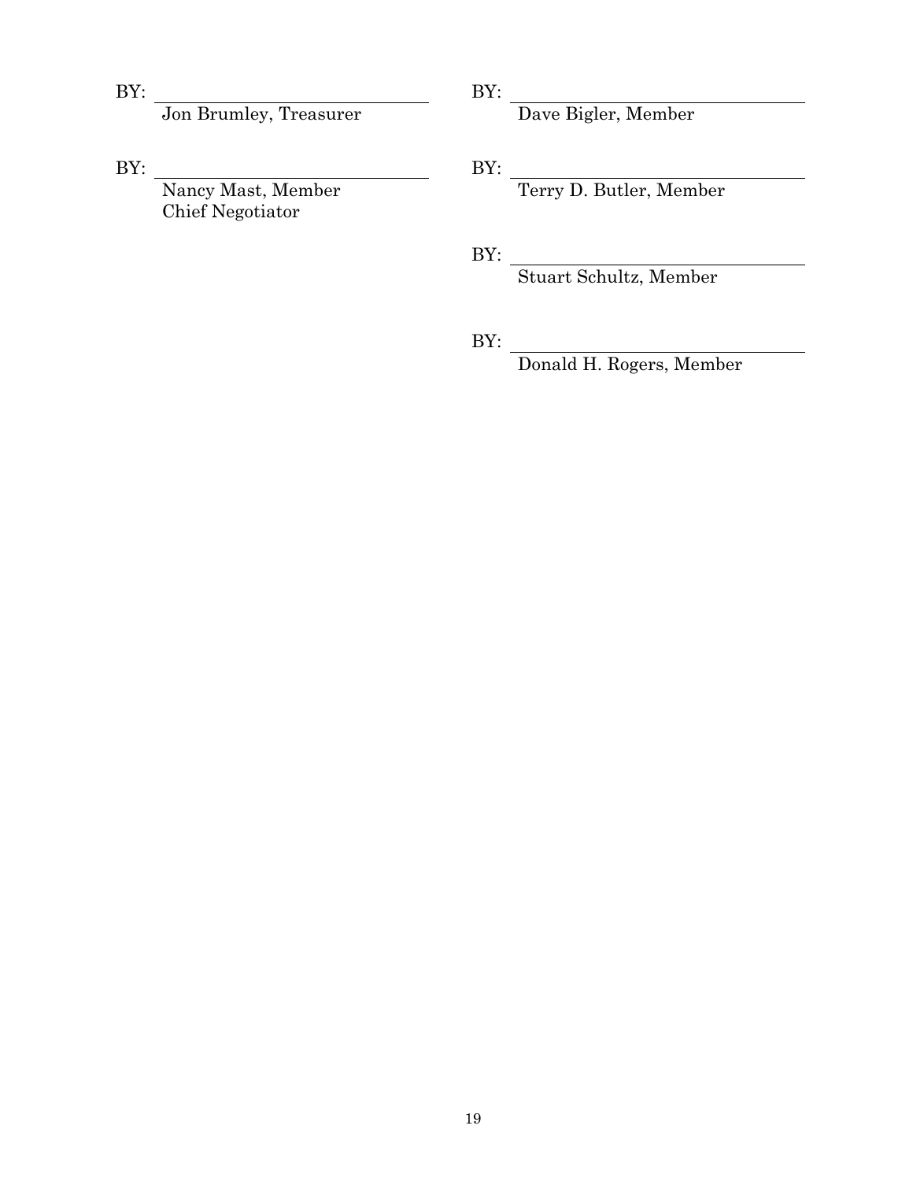BY: ______________________________
Jon Brumley, Treasurer

BY: ______________________________
Nancy Mast, Member
Chief Negotiator

BY: ______________________________
Dave Bigler, Member

BY: ______________________________
Terry D. Butler, Member

BY: ______________________________
Stuart Schultz, Member

BY: ______________________________
Donald H. Rogers, Member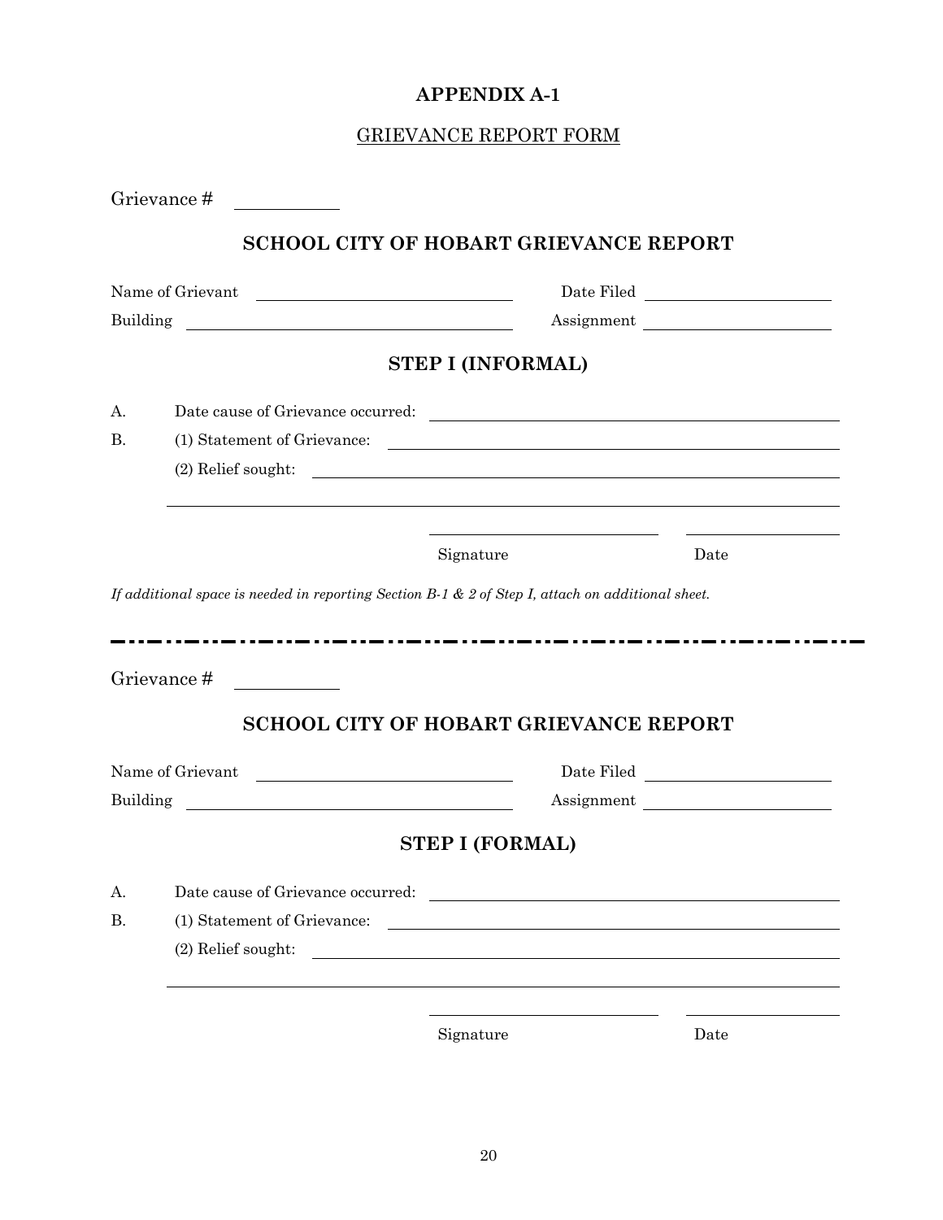# APPENDIX A-1

GRIEVANCE REPORT FORM

Grievance # ___________

## SCHOOL CITY OF HOBART GRIEVANCE REPORT

Name of Grievant ______________________________ Date Filed ______________________

Building ______________________________ Assignment ______________________

### STEP I (INFORMAL)

A. Date cause of Grievance occurred: ______________________________

B. (1) Statement of Grievance: ______________________________

(2) Relief sought: ______________________________

______________________________

______________________________ ______________

Signature Date

*If additional space is needed in reporting Section B-1 & 2 of Step I, attach on additional sheet.*

---

Grievance # ___________

## SCHOOL CITY OF HOBART GRIEVANCE REPORT

Name of Grievant ______________________________ Date Filed ______________________

Building ______________________________ Assignment ______________________

### STEP I (FORMAL)

A. Date cause of Grievance occurred: ______________________________

B. (1) Statement of Grievance: ______________________________

(2) Relief sought: ______________________________

______________________________

______________________________ ______________

Signature Date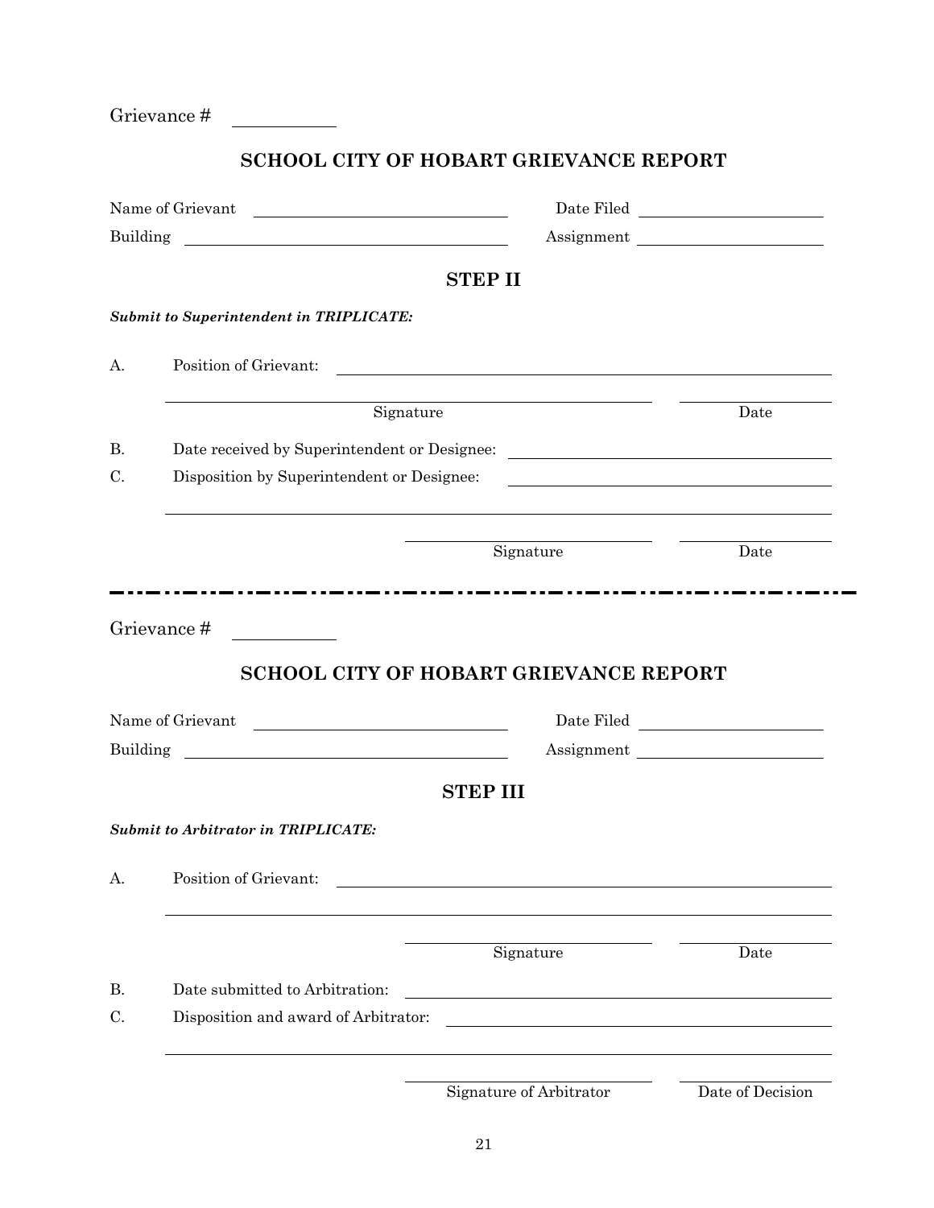Grievance # ____________

## SCHOOL CITY OF HOBART GRIEVANCE REPORT

Name of Grievant ______________________________ Date Filed ______________________

Building ______________________________________ Assignment ______________________

### STEP II

***Submit to Superintendent in TRIPLICATE:***

A. Position of Grievant: ____________________________________________

_______________________________________________ ________________

Signature Date

B. Date received by Superintendent or Designee: ______________________________

C. Disposition by Superintendent or Designee: ______________________________

_______________________________________________________________

_______________________________ ________________

Signature Date

---

Grievance # ____________

## SCHOOL CITY OF HOBART GRIEVANCE REPORT

Name of Grievant ______________________________ Date Filed ______________________

Building ______________________________________ Assignment ______________________

### STEP III

***Submit to Arbitrator in TRIPLICATE:***

A. Position of Grievant: ____________________________________________

_______________________________________________________________

_______________________________ ________________

Signature Date

B. Date submitted to Arbitration: ______________________________

C. Disposition and award of Arbitrator: ______________________________

_______________________________________________________________

_______________________________ ________________

Signature of Arbitrator Date of Decision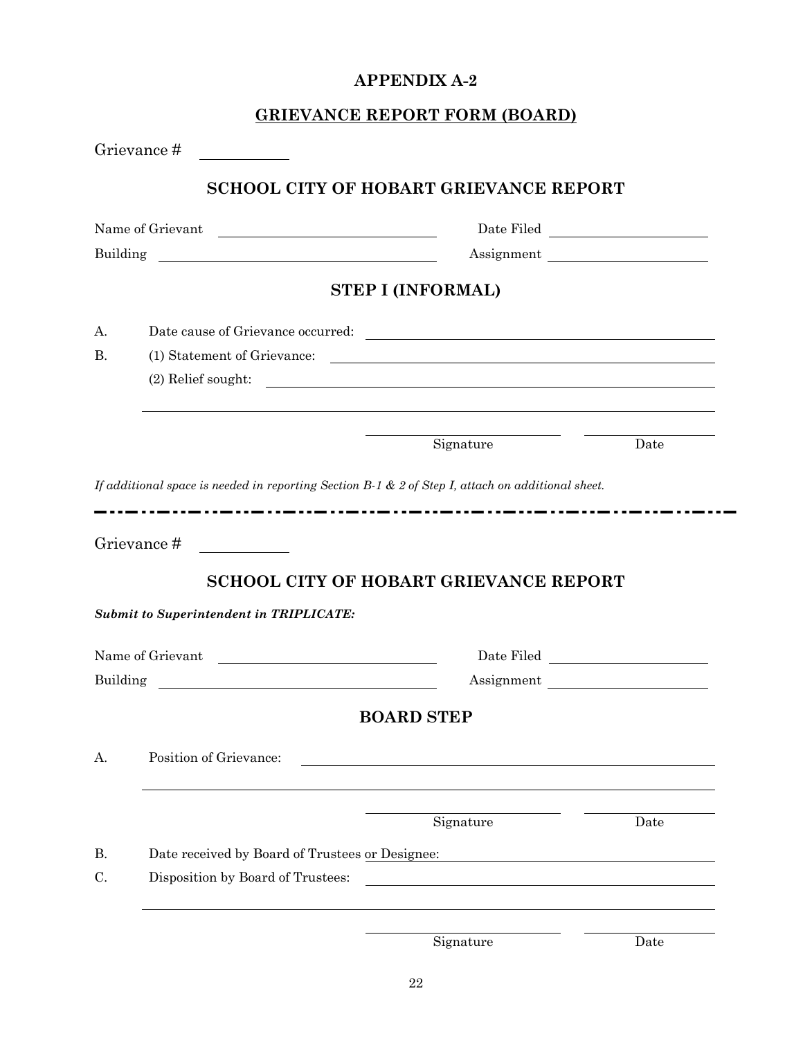# APPENDIX A-2

## GRIEVANCE REPORT FORM (BOARD)

Grievance # ___________

## SCHOOL CITY OF HOBART GRIEVANCE REPORT

Name of Grievant ______________________________ Date Filed ____________________

Building ______________________________________ Assignment ____________________

## STEP I (INFORMAL)

A. Date cause of Grievance occurred: ________________________________________

B. (1) Statement of Grievance: ________________________________________

(2) Relief sought: ________________________________________

________________________________________________________________

_________________________ ____________
Signature Date

*If additional space is needed in reporting Section B-1 & 2 of Step I, attach on additional sheet.*

---

Grievance # ___________

## SCHOOL CITY OF HOBART GRIEVANCE REPORT

***Submit to Superintendent in TRIPLICATE:***

Name of Grievant ______________________________ Date Filed ____________________

Building ______________________________________ Assignment ____________________

## BOARD STEP

A. Position of Grievance: ________________________________________

________________________________________________________________

_________________________ ____________
Signature Date

B. Date received by Board of Trustees or Designee: ______________________________

C. Disposition by Board of Trustees: ________________________________________

________________________________________________________________

_________________________ ____________
Signature Date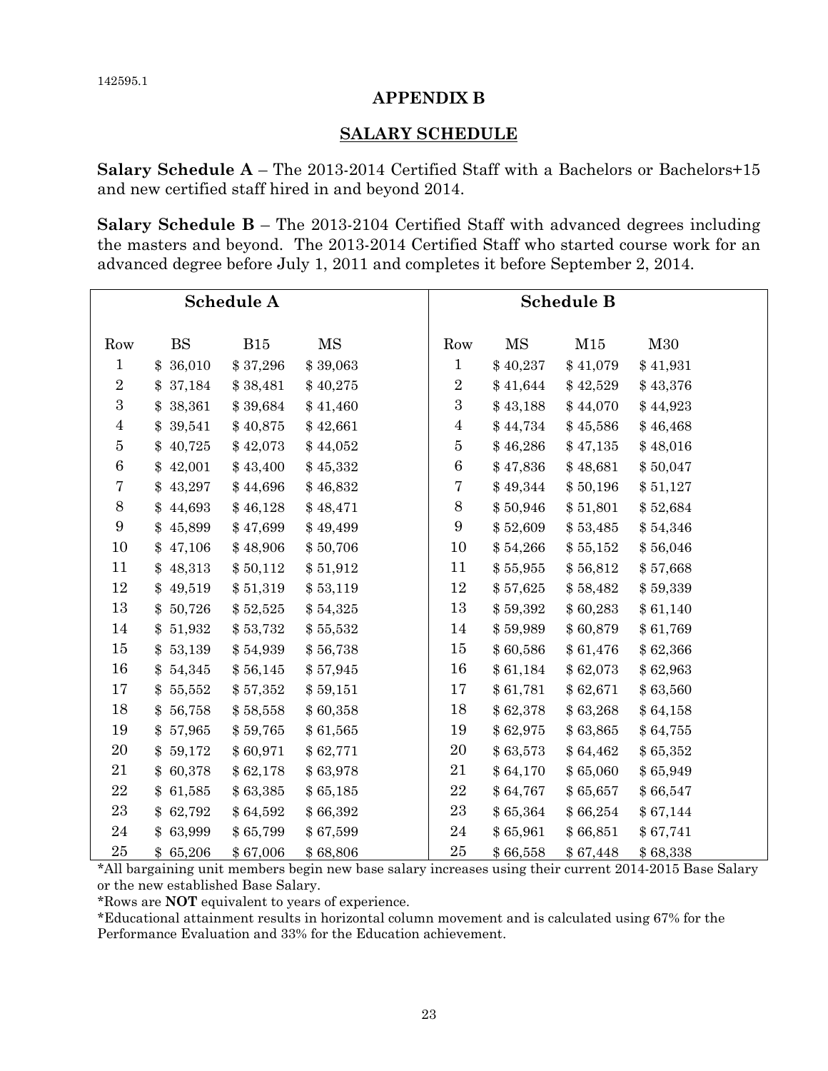142595.1

## APPENDIX B

## SALARY SCHEDULE

**Salary Schedule A** – The 2013-2014 Certified Staff with a Bachelors or Bachelors+15 and new certified staff hired in and beyond 2014.

**Salary Schedule B** – The 2013-2104 Certified Staff with advanced degrees including the masters and beyond. The 2013-2014 Certified Staff who started course work for an advanced degree before July 1, 2011 and completes it before September 2, 2014.

| Schedule A | | | | Schedule B | | | |
|---|---|---|---|---|---|---|---|
| Row | BS | B15 | MS | Row | MS | M15 | M30 |
| 1 | $ 36,010 | $ 37,296 | $ 39,063 | 1 | $ 40,237 | $ 41,079 | $ 41,931 |
| 2 | $ 37,184 | $ 38,481 | $ 40,275 | 2 | $ 41,644 | $ 42,529 | $ 43,376 |
| 3 | $ 38,361 | $ 39,684 | $ 41,460 | 3 | $ 43,188 | $ 44,070 | $ 44,923 |
| 4 | $ 39,541 | $ 40,875 | $ 42,661 | 4 | $ 44,734 | $ 45,586 | $ 46,468 |
| 5 | $ 40,725 | $ 42,073 | $ 44,052 | 5 | $ 46,286 | $ 47,135 | $ 48,016 |
| 6 | $ 42,001 | $ 43,400 | $ 45,332 | 6 | $ 47,836 | $ 48,681 | $ 50,047 |
| 7 | $ 43,297 | $ 44,696 | $ 46,832 | 7 | $ 49,344 | $ 50,196 | $ 51,127 |
| 8 | $ 44,693 | $ 46,128 | $ 48,471 | 8 | $ 50,946 | $ 51,801 | $ 52,684 |
| 9 | $ 45,899 | $ 47,699 | $ 49,499 | 9 | $ 52,609 | $ 53,485 | $ 54,346 |
| 10 | $ 47,106 | $ 48,906 | $ 50,706 | 10 | $ 54,266 | $ 55,152 | $ 56,046 |
| 11 | $ 48,313 | $ 50,112 | $ 51,912 | 11 | $ 55,955 | $ 56,812 | $ 57,668 |
| 12 | $ 49,519 | $ 51,319 | $ 53,119 | 12 | $ 57,625 | $ 58,482 | $ 59,339 |
| 13 | $ 50,726 | $ 52,525 | $ 54,325 | 13 | $ 59,392 | $ 60,283 | $ 61,140 |
| 14 | $ 51,932 | $ 53,732 | $ 55,532 | 14 | $ 59,989 | $ 60,879 | $ 61,769 |
| 15 | $ 53,139 | $ 54,939 | $ 56,738 | 15 | $ 60,586 | $ 61,476 | $ 62,366 |
| 16 | $ 54,345 | $ 56,145 | $ 57,945 | 16 | $ 61,184 | $ 62,073 | $ 62,963 |
| 17 | $ 55,552 | $ 57,352 | $ 59,151 | 17 | $ 61,781 | $ 62,671 | $ 63,560 |
| 18 | $ 56,758 | $ 58,558 | $ 60,358 | 18 | $ 62,378 | $ 63,268 | $ 64,158 |
| 19 | $ 57,965 | $ 59,765 | $ 61,565 | 19 | $ 62,975 | $ 63,865 | $ 64,755 |
| 20 | $ 59,172 | $ 60,971 | $ 62,771 | 20 | $ 63,573 | $ 64,462 | $ 65,352 |
| 21 | $ 60,378 | $ 62,178 | $ 63,978 | 21 | $ 64,170 | $ 65,060 | $ 65,949 |
| 22 | $ 61,585 | $ 63,385 | $ 65,185 | 22 | $ 64,767 | $ 65,657 | $ 66,547 |
| 23 | $ 62,792 | $ 64,592 | $ 66,392 | 23 | $ 65,364 | $ 66,254 | $ 67,144 |
| 24 | $ 63,999 | $ 65,799 | $ 67,599 | 24 | $ 65,961 | $ 66,851 | $ 67,741 |
| 25 | $ 65,206 | $ 67,006 | $ 68,806 | 25 | $ 66,558 | $ 67,448 | $ 68,338 |

*All bargaining unit members begin new base salary increases using their current 2014-2015 Base Salary or the new established Base Salary.

*Rows are **NOT** equivalent to years of experience.

*Educational attainment results in horizontal column movement and is calculated using 67% for the Performance Evaluation and 33% for the Education achievement.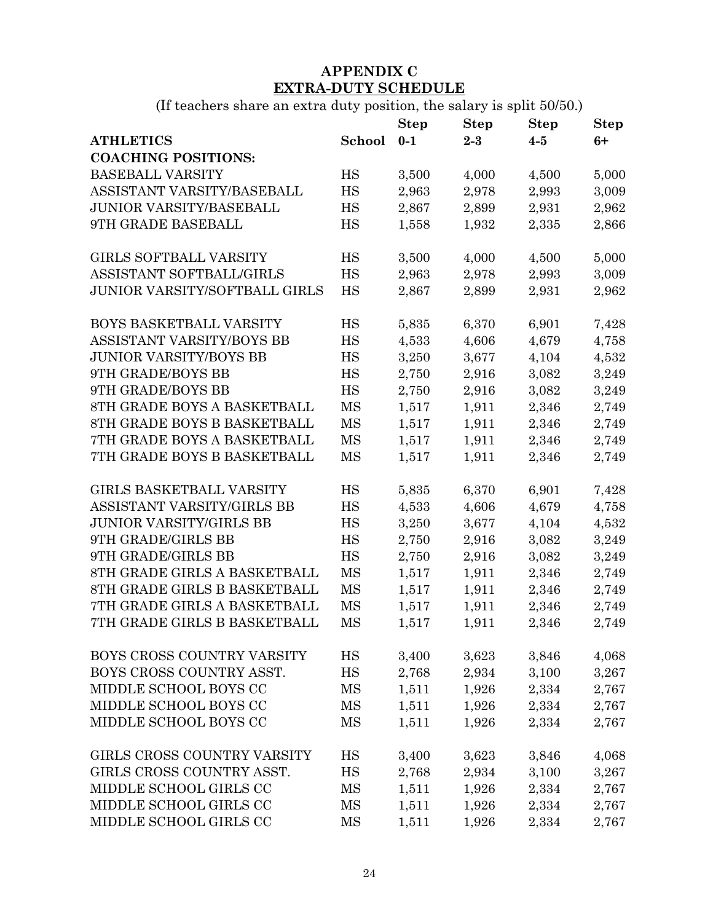# APPENDIX C

## EXTRA-DUTY SCHEDULE

(If teachers share an extra duty position, the salary is split 50/50.)

| ATHLETICS | School | Step 0-1 | Step 2-3 | Step 4-5 | Step 6+ |
|---|---|---|---|---|---|
| **COACHING POSITIONS:** | | | | | |
| BASEBALL VARSITY | HS | 3,500 | 4,000 | 4,500 | 5,000 |
| ASSISTANT VARSITY/BASEBALL | HS | 2,963 | 2,978 | 2,993 | 3,009 |
| JUNIOR VARSITY/BASEBALL | HS | 2,867 | 2,899 | 2,931 | 2,962 |
| 9TH GRADE BASEBALL | HS | 1,558 | 1,932 | 2,335 | 2,866 |
| | | | | | |
| GIRLS SOFTBALL VARSITY | HS | 3,500 | 4,000 | 4,500 | 5,000 |
| ASSISTANT SOFTBALL/GIRLS | HS | 2,963 | 2,978 | 2,993 | 3,009 |
| JUNIOR VARSITY/SOFTBALL GIRLS | HS | 2,867 | 2,899 | 2,931 | 2,962 |
| | | | | | |
| BOYS BASKETBALL VARSITY | HS | 5,835 | 6,370 | 6,901 | 7,428 |
| ASSISTANT VARSITY/BOYS BB | HS | 4,533 | 4,606 | 4,679 | 4,758 |
| JUNIOR VARSITY/BOYS BB | HS | 3,250 | 3,677 | 4,104 | 4,532 |
| 9TH GRADE/BOYS BB | HS | 2,750 | 2,916 | 3,082 | 3,249 |
| 9TH GRADE/BOYS BB | HS | 2,750 | 2,916 | 3,082 | 3,249 |
| 8TH GRADE BOYS A BASKETBALL | MS | 1,517 | 1,911 | 2,346 | 2,749 |
| 8TH GRADE BOYS B BASKETBALL | MS | 1,517 | 1,911 | 2,346 | 2,749 |
| 7TH GRADE BOYS A BASKETBALL | MS | 1,517 | 1,911 | 2,346 | 2,749 |
| 7TH GRADE BOYS B BASKETBALL | MS | 1,517 | 1,911 | 2,346 | 2,749 |
| | | | | | |
| GIRLS BASKETBALL VARSITY | HS | 5,835 | 6,370 | 6,901 | 7,428 |
| ASSISTANT VARSITY/GIRLS BB | HS | 4,533 | 4,606 | 4,679 | 4,758 |
| JUNIOR VARSITY/GIRLS BB | HS | 3,250 | 3,677 | 4,104 | 4,532 |
| 9TH GRADE/GIRLS BB | HS | 2,750 | 2,916 | 3,082 | 3,249 |
| 9TH GRADE/GIRLS BB | HS | 2,750 | 2,916 | 3,082 | 3,249 |
| 8TH GRADE GIRLS A BASKETBALL | MS | 1,517 | 1,911 | 2,346 | 2,749 |
| 8TH GRADE GIRLS B BASKETBALL | MS | 1,517 | 1,911 | 2,346 | 2,749 |
| 7TH GRADE GIRLS A BASKETBALL | MS | 1,517 | 1,911 | 2,346 | 2,749 |
| 7TH GRADE GIRLS B BASKETBALL | MS | 1,517 | 1,911 | 2,346 | 2,749 |
| | | | | | |
| BOYS CROSS COUNTRY VARSITY | HS | 3,400 | 3,623 | 3,846 | 4,068 |
| BOYS CROSS COUNTRY ASST. | HS | 2,768 | 2,934 | 3,100 | 3,267 |
| MIDDLE SCHOOL BOYS CC | MS | 1,511 | 1,926 | 2,334 | 2,767 |
| MIDDLE SCHOOL BOYS CC | MS | 1,511 | 1,926 | 2,334 | 2,767 |
| MIDDLE SCHOOL BOYS CC | MS | 1,511 | 1,926 | 2,334 | 2,767 |
| | | | | | |
| GIRLS CROSS COUNTRY VARSITY | HS | 3,400 | 3,623 | 3,846 | 4,068 |
| GIRLS CROSS COUNTRY ASST. | HS | 2,768 | 2,934 | 3,100 | 3,267 |
| MIDDLE SCHOOL GIRLS CC | MS | 1,511 | 1,926 | 2,334 | 2,767 |
| MIDDLE SCHOOL GIRLS CC | MS | 1,511 | 1,926 | 2,334 | 2,767 |
| MIDDLE SCHOOL GIRLS CC | MS | 1,511 | 1,926 | 2,334 | 2,767 |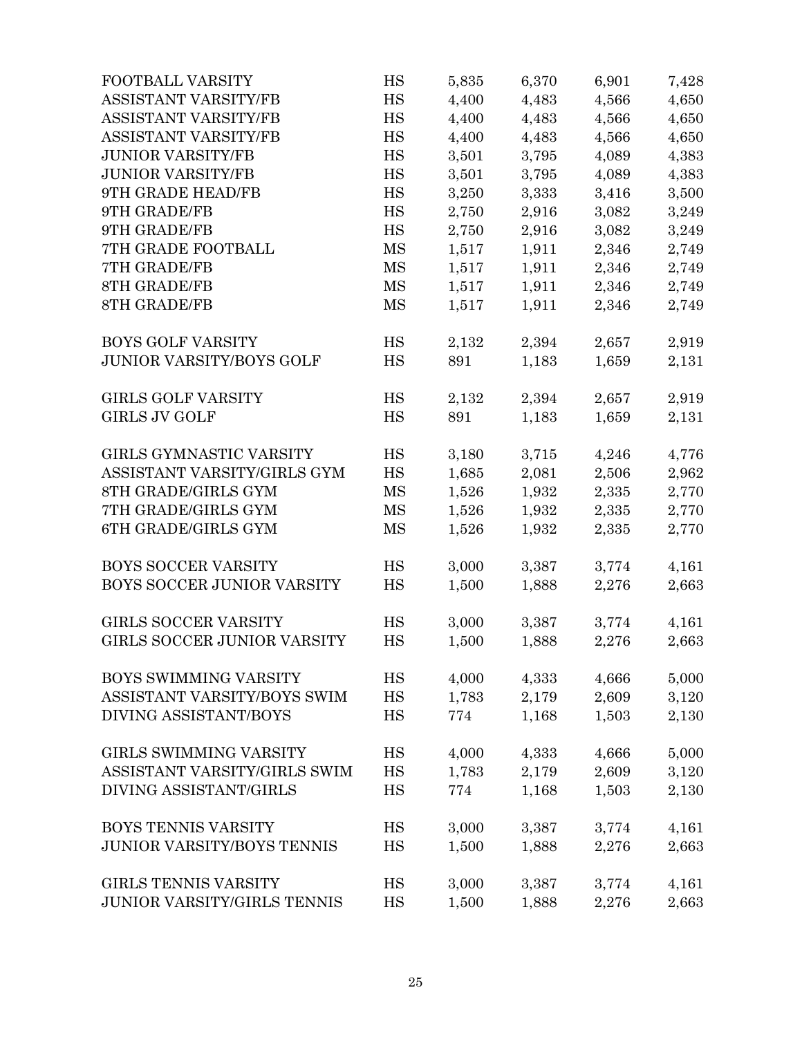| | | | | | |
|---|---|---|---|---|---|
| FOOTBALL VARSITY | HS | 5,835 | 6,370 | 6,901 | 7,428 |
| ASSISTANT VARSITY/FB | HS | 4,400 | 4,483 | 4,566 | 4,650 |
| ASSISTANT VARSITY/FB | HS | 4,400 | 4,483 | 4,566 | 4,650 |
| ASSISTANT VARSITY/FB | HS | 4,400 | 4,483 | 4,566 | 4,650 |
| JUNIOR VARSITY/FB | HS | 3,501 | 3,795 | 4,089 | 4,383 |
| JUNIOR VARSITY/FB | HS | 3,501 | 3,795 | 4,089 | 4,383 |
| 9TH GRADE HEAD/FB | HS | 3,250 | 3,333 | 3,416 | 3,500 |
| 9TH GRADE/FB | HS | 2,750 | 2,916 | 3,082 | 3,249 |
| 9TH GRADE/FB | HS | 2,750 | 2,916 | 3,082 | 3,249 |
| 7TH GRADE FOOTBALL | MS | 1,517 | 1,911 | 2,346 | 2,749 |
| 7TH GRADE/FB | MS | 1,517 | 1,911 | 2,346 | 2,749 |
| 8TH GRADE/FB | MS | 1,517 | 1,911 | 2,346 | 2,749 |
| 8TH GRADE/FB | MS | 1,517 | 1,911 | 2,346 | 2,749 |
| | | | | | |
| BOYS GOLF VARSITY | HS | 2,132 | 2,394 | 2,657 | 2,919 |
| JUNIOR VARSITY/BOYS GOLF | HS | 891 | 1,183 | 1,659 | 2,131 |
| | | | | | |
| GIRLS GOLF VARSITY | HS | 2,132 | 2,394 | 2,657 | 2,919 |
| GIRLS JV GOLF | HS | 891 | 1,183 | 1,659 | 2,131 |
| | | | | | |
| GIRLS GYMNASTIC VARSITY | HS | 3,180 | 3,715 | 4,246 | 4,776 |
| ASSISTANT VARSITY/GIRLS GYM | HS | 1,685 | 2,081 | 2,506 | 2,962 |
| 8TH GRADE/GIRLS GYM | MS | 1,526 | 1,932 | 2,335 | 2,770 |
| 7TH GRADE/GIRLS GYM | MS | 1,526 | 1,932 | 2,335 | 2,770 |
| 6TH GRADE/GIRLS GYM | MS | 1,526 | 1,932 | 2,335 | 2,770 |
| | | | | | |
| BOYS SOCCER VARSITY | HS | 3,000 | 3,387 | 3,774 | 4,161 |
| BOYS SOCCER JUNIOR VARSITY | HS | 1,500 | 1,888 | 2,276 | 2,663 |
| | | | | | |
| GIRLS SOCCER VARSITY | HS | 3,000 | 3,387 | 3,774 | 4,161 |
| GIRLS SOCCER JUNIOR VARSITY | HS | 1,500 | 1,888 | 2,276 | 2,663 |
| | | | | | |
| BOYS SWIMMING VARSITY | HS | 4,000 | 4,333 | 4,666 | 5,000 |
| ASSISTANT VARSITY/BOYS SWIM | HS | 1,783 | 2,179 | 2,609 | 3,120 |
| DIVING ASSISTANT/BOYS | HS | 774 | 1,168 | 1,503 | 2,130 |
| | | | | | |
| GIRLS SWIMMING VARSITY | HS | 4,000 | 4,333 | 4,666 | 5,000 |
| ASSISTANT VARSITY/GIRLS SWIM | HS | 1,783 | 2,179 | 2,609 | 3,120 |
| DIVING ASSISTANT/GIRLS | HS | 774 | 1,168 | 1,503 | 2,130 |
| | | | | | |
| BOYS TENNIS VARSITY | HS | 3,000 | 3,387 | 3,774 | 4,161 |
| JUNIOR VARSITY/BOYS TENNIS | HS | 1,500 | 1,888 | 2,276 | 2,663 |
| | | | | | |
| GIRLS TENNIS VARSITY | HS | 3,000 | 3,387 | 3,774 | 4,161 |
| JUNIOR VARSITY/GIRLS TENNIS | HS | 1,500 | 1,888 | 2,276 | 2,663 |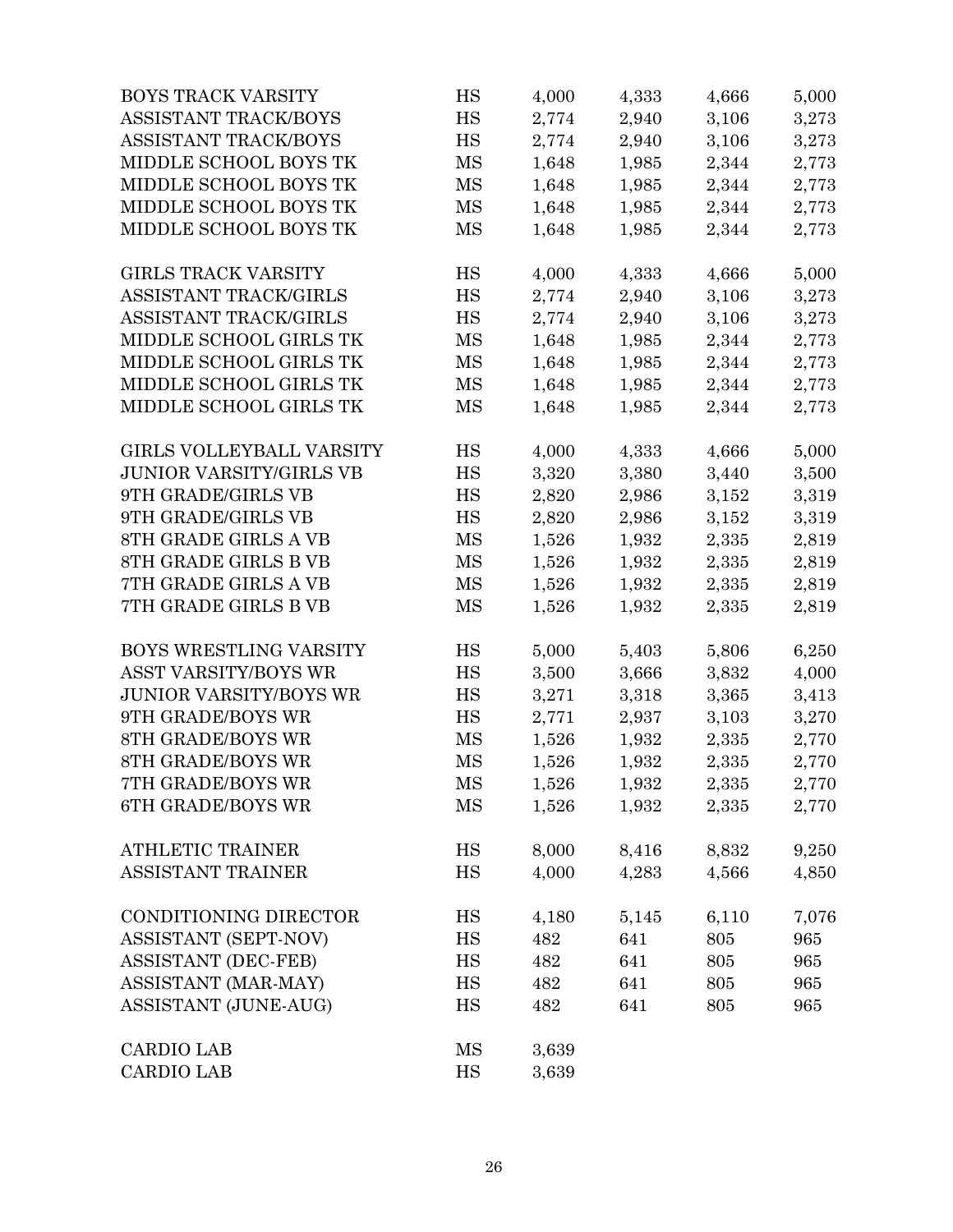| | | | | | |
|---|---|---|---|---|---|
| BOYS TRACK VARSITY | HS | 4,000 | 4,333 | 4,666 | 5,000 |
| ASSISTANT TRACK/BOYS | HS | 2,774 | 2,940 | 3,106 | 3,273 |
| ASSISTANT TRACK/BOYS | HS | 2,774 | 2,940 | 3,106 | 3,273 |
| MIDDLE SCHOOL BOYS TK | MS | 1,648 | 1,985 | 2,344 | 2,773 |
| MIDDLE SCHOOL BOYS TK | MS | 1,648 | 1,985 | 2,344 | 2,773 |
| MIDDLE SCHOOL BOYS TK | MS | 1,648 | 1,985 | 2,344 | 2,773 |
| MIDDLE SCHOOL BOYS TK | MS | 1,648 | 1,985 | 2,344 | 2,773 |
| | | | | | |
| GIRLS TRACK VARSITY | HS | 4,000 | 4,333 | 4,666 | 5,000 |
| ASSISTANT TRACK/GIRLS | HS | 2,774 | 2,940 | 3,106 | 3,273 |
| ASSISTANT TRACK/GIRLS | HS | 2,774 | 2,940 | 3,106 | 3,273 |
| MIDDLE SCHOOL GIRLS TK | MS | 1,648 | 1,985 | 2,344 | 2,773 |
| MIDDLE SCHOOL GIRLS TK | MS | 1,648 | 1,985 | 2,344 | 2,773 |
| MIDDLE SCHOOL GIRLS TK | MS | 1,648 | 1,985 | 2,344 | 2,773 |
| MIDDLE SCHOOL GIRLS TK | MS | 1,648 | 1,985 | 2,344 | 2,773 |
| | | | | | |
| GIRLS VOLLEYBALL VARSITY | HS | 4,000 | 4,333 | 4,666 | 5,000 |
| JUNIOR VARSITY/GIRLS VB | HS | 3,320 | 3,380 | 3,440 | 3,500 |
| 9TH GRADE/GIRLS VB | HS | 2,820 | 2,986 | 3,152 | 3,319 |
| 9TH GRADE/GIRLS VB | HS | 2,820 | 2,986 | 3,152 | 3,319 |
| 8TH GRADE GIRLS A VB | MS | 1,526 | 1,932 | 2,335 | 2,819 |
| 8TH GRADE GIRLS B VB | MS | 1,526 | 1,932 | 2,335 | 2,819 |
| 7TH GRADE GIRLS A VB | MS | 1,526 | 1,932 | 2,335 | 2,819 |
| 7TH GRADE GIRLS B VB | MS | 1,526 | 1,932 | 2,335 | 2,819 |
| | | | | | |
| BOYS WRESTLING VARSITY | HS | 5,000 | 5,403 | 5,806 | 6,250 |
| ASST VARSITY/BOYS WR | HS | 3,500 | 3,666 | 3,832 | 4,000 |
| JUNIOR VARSITY/BOYS WR | HS | 3,271 | 3,318 | 3,365 | 3,413 |
| 9TH GRADE/BOYS WR | HS | 2,771 | 2,937 | 3,103 | 3,270 |
| 8TH GRADE/BOYS WR | MS | 1,526 | 1,932 | 2,335 | 2,770 |
| 8TH GRADE/BOYS WR | MS | 1,526 | 1,932 | 2,335 | 2,770 |
| 7TH GRADE/BOYS WR | MS | 1,526 | 1,932 | 2,335 | 2,770 |
| 6TH GRADE/BOYS WR | MS | 1,526 | 1,932 | 2,335 | 2,770 |
| | | | | | |
| ATHLETIC TRAINER | HS | 8,000 | 8,416 | 8,832 | 9,250 |
| ASSISTANT TRAINER | HS | 4,000 | 4,283 | 4,566 | 4,850 |
| | | | | | |
| CONDITIONING DIRECTOR | HS | 4,180 | 5,145 | 6,110 | 7,076 |
| ASSISTANT (SEPT-NOV) | HS | 482 | 641 | 805 | 965 |
| ASSISTANT (DEC-FEB) | HS | 482 | 641 | 805 | 965 |
| ASSISTANT (MAR-MAY) | HS | 482 | 641 | 805 | 965 |
| ASSISTANT (JUNE-AUG) | HS | 482 | 641 | 805 | 965 |
| | | | | | |
| CARDIO LAB | MS | 3,639 | | | |
| CARDIO LAB | HS | 3,639 | | | |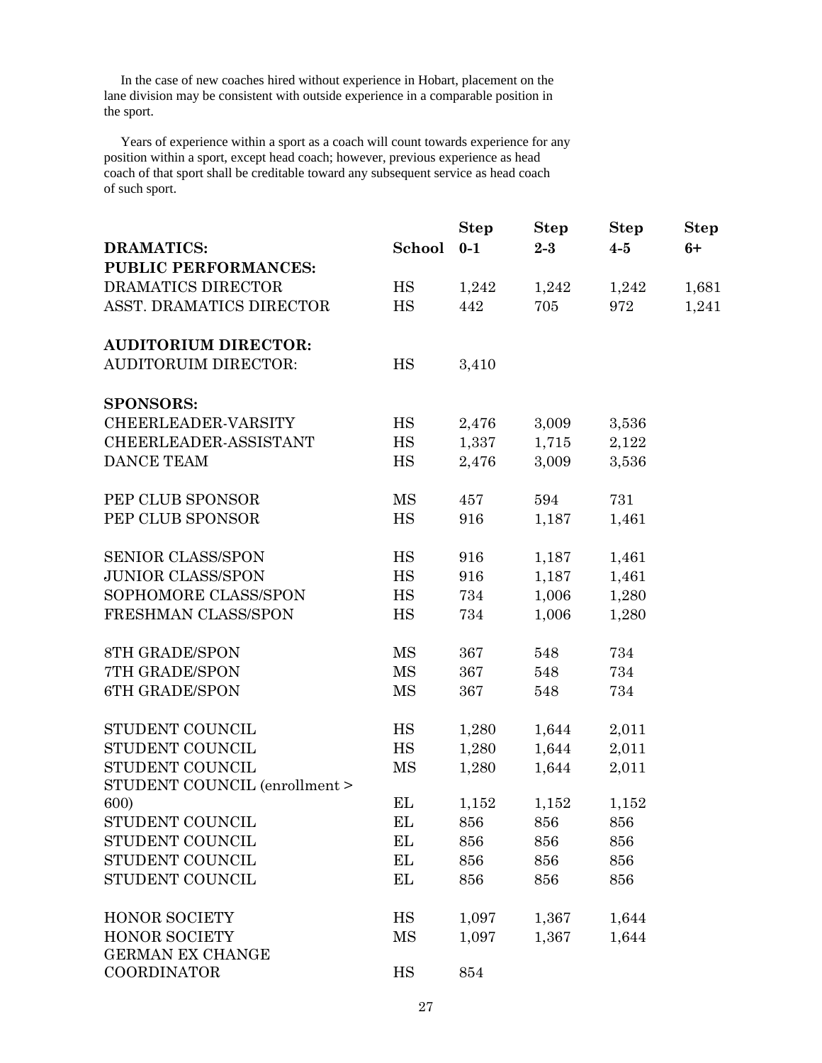In the case of new coaches hired without experience in Hobart, placement on the lane division may be consistent with outside experience in a comparable position in the sport.

Years of experience within a sport as a coach will count towards experience for any position within a sport, except head coach; however, previous experience as head coach of that sport shall be creditable toward any subsequent service as head coach of such sport.

| DRAMATICS: | School | Step 0-1 | Step 2-3 | Step 4-5 | Step 6+ |
|---|---|---|---|---|---|
| **PUBLIC PERFORMANCES:** | | | | | |
| DRAMATICS DIRECTOR | HS | 1,242 | 1,242 | 1,242 | 1,681 |
| ASST. DRAMATICS DIRECTOR | HS | 442 | 705 | 972 | 1,241 |
| | | | | | |
| **AUDITORIUM DIRECTOR:** | | | | | |
| AUDITORUIM DIRECTOR: | HS | 3,410 | | | |
| | | | | | |
| **SPONSORS:** | | | | | |
| CHEERLEADER-VARSITY | HS | 2,476 | 3,009 | 3,536 | |
| CHEERLEADER-ASSISTANT | HS | 1,337 | 1,715 | 2,122 | |
| DANCE TEAM | HS | 2,476 | 3,009 | 3,536 | |
| | | | | | |
| PEP CLUB SPONSOR | MS | 457 | 594 | 731 | |
| PEP CLUB SPONSOR | HS | 916 | 1,187 | 1,461 | |
| | | | | | |
| SENIOR CLASS/SPON | HS | 916 | 1,187 | 1,461 | |
| JUNIOR CLASS/SPON | HS | 916 | 1,187 | 1,461 | |
| SOPHOMORE CLASS/SPON | HS | 734 | 1,006 | 1,280 | |
| FRESHMAN CLASS/SPON | HS | 734 | 1,006 | 1,280 | |
| | | | | | |
| 8TH GRADE/SPON | MS | 367 | 548 | 734 | |
| 7TH GRADE/SPON | MS | 367 | 548 | 734 | |
| 6TH GRADE/SPON | MS | 367 | 548 | 734 | |
| | | | | | |
| STUDENT COUNCIL | HS | 1,280 | 1,644 | 2,011 | |
| STUDENT COUNCIL | HS | 1,280 | 1,644 | 2,011 | |
| STUDENT COUNCIL | MS | 1,280 | 1,644 | 2,011 | |
| STUDENT COUNCIL (enrollment > 600) | EL | 1,152 | 1,152 | 1,152 | |
| STUDENT COUNCIL | EL | 856 | 856 | 856 | |
| STUDENT COUNCIL | EL | 856 | 856 | 856 | |
| STUDENT COUNCIL | EL | 856 | 856 | 856 | |
| STUDENT COUNCIL | EL | 856 | 856 | 856 | |
| | | | | | |
| HONOR SOCIETY | HS | 1,097 | 1,367 | 1,644 | |
| HONOR SOCIETY | MS | 1,097 | 1,367 | 1,644 | |
| GERMAN EX CHANGE COORDINATOR | HS | 854 | | | |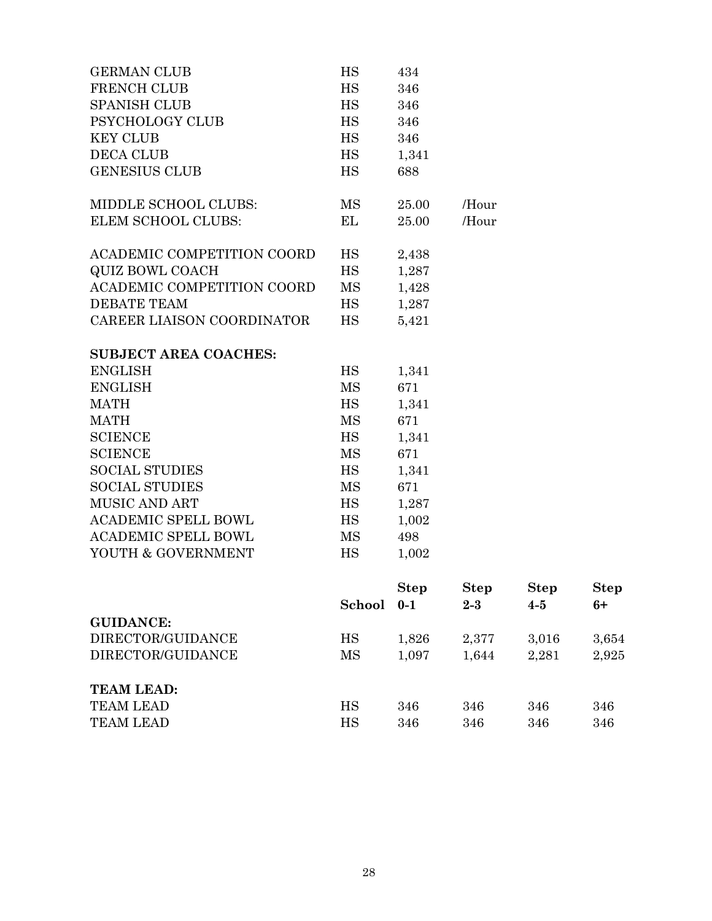| | | | | | |
|---|---|---|---|---|---|
| GERMAN CLUB | HS | 434 | | | |
| FRENCH CLUB | HS | 346 | | | |
| SPANISH CLUB | HS | 346 | | | |
| PSYCHOLOGY CLUB | HS | 346 | | | |
| KEY CLUB | HS | 346 | | | |
| DECA CLUB | HS | 1,341 | | | |
| GENESIUS CLUB | HS | 688 | | | |
| | | | | | |
| MIDDLE SCHOOL CLUBS: | MS | 25.00 | /Hour | | |
| ELEM SCHOOL CLUBS: | EL | 25.00 | /Hour | | |
| | | | | | |
| ACADEMIC COMPETITION COORD | HS | 2,438 | | | |
| QUIZ BOWL COACH | HS | 1,287 | | | |
| ACADEMIC COMPETITION COORD | MS | 1,428 | | | |
| DEBATE TEAM | HS | 1,287 | | | |
| CAREER LIAISON COORDINATOR | HS | 5,421 | | | |
| | | | | | |
| **SUBJECT AREA COACHES:** | | | | | |
| ENGLISH | HS | 1,341 | | | |
| ENGLISH | MS | 671 | | | |
| MATH | HS | 1,341 | | | |
| MATH | MS | 671 | | | |
| SCIENCE | HS | 1,341 | | | |
| SCIENCE | MS | 671 | | | |
| SOCIAL STUDIES | HS | 1,341 | | | |
| SOCIAL STUDIES | MS | 671 | | | |
| MUSIC AND ART | HS | 1,287 | | | |
| ACADEMIC SPELL BOWL | HS | 1,002 | | | |
| ACADEMIC SPELL BOWL | MS | 498 | | | |
| YOUTH & GOVERNMENT | HS | 1,002 | | | |

| | **School** | **Step 0-1** | **Step 2-3** | **Step 4-5** | **Step 6+** |
|---|---|---|---|---|---|
| **GUIDANCE:** | | | | | |
| DIRECTOR/GUIDANCE | HS | 1,826 | 2,377 | 3,016 | 3,654 |
| DIRECTOR/GUIDANCE | MS | 1,097 | 1,644 | 2,281 | 2,925 |
| | | | | | |
| **TEAM LEAD:** | | | | | |
| TEAM LEAD | HS | 346 | 346 | 346 | 346 |
| TEAM LEAD | HS | 346 | 346 | 346 | 346 |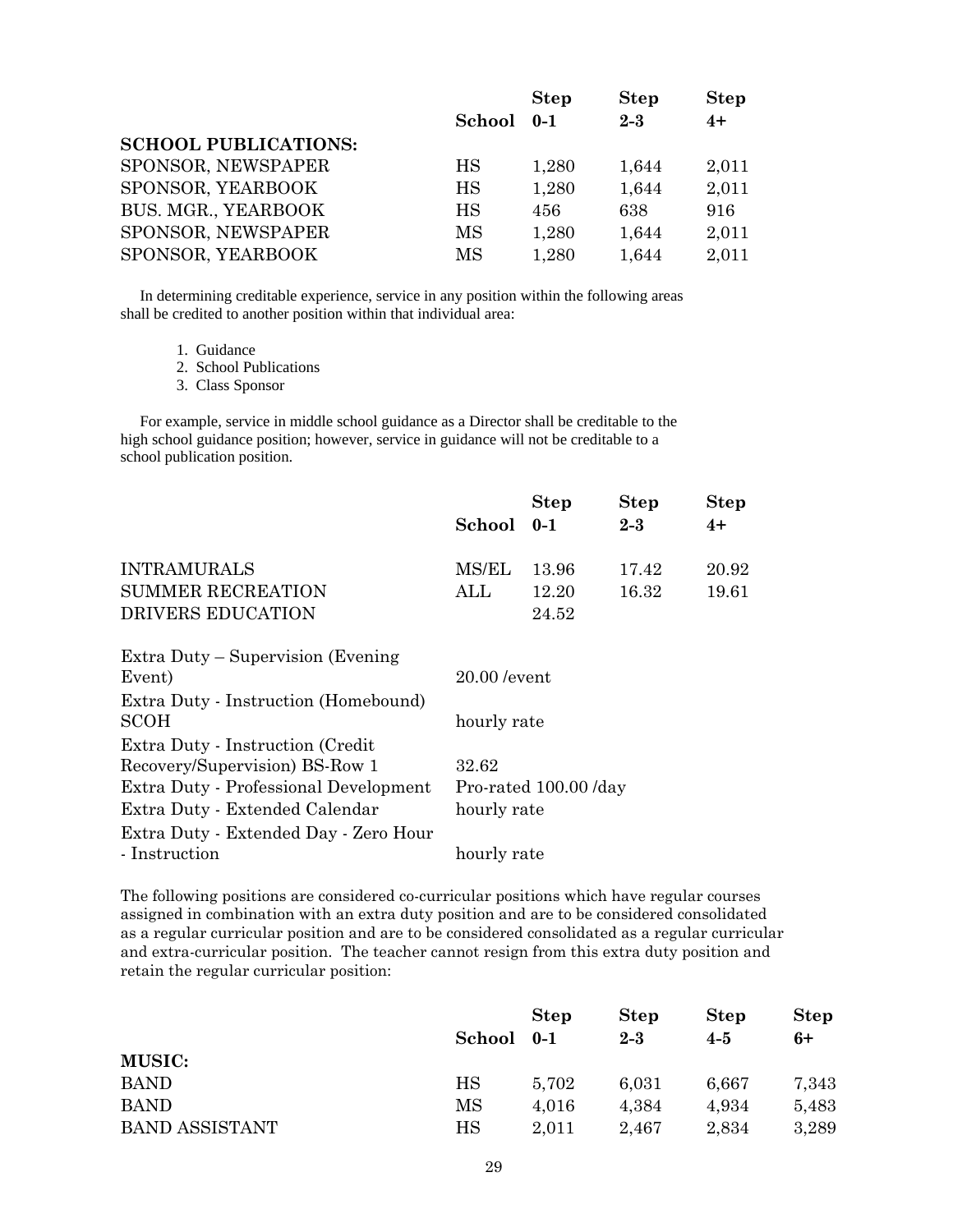| | School | Step 0-1 | Step 2-3 | Step 4+ |
|---|---|---|---|---|
| **SCHOOL PUBLICATIONS:** | | | | |
| SPONSOR, NEWSPAPER | HS | 1,280 | 1,644 | 2,011 |
| SPONSOR, YEARBOOK | HS | 1,280 | 1,644 | 2,011 |
| BUS. MGR., YEARBOOK | HS | 456 | 638 | 916 |
| SPONSOR, NEWSPAPER | MS | 1,280 | 1,644 | 2,011 |
| SPONSOR, YEARBOOK | MS | 1,280 | 1,644 | 2,011 |

In determining creditable experience, service in any position within the following areas shall be credited to another position within that individual area:

1. Guidance
2. School Publications
3. Class Sponsor

For example, service in middle school guidance as a Director shall be creditable to the high school guidance position; however, service in guidance will not be creditable to a school publication position.

| | School | Step 0-1 | Step 2-3 | Step 4+ |
|---|---|---|---|---|
| INTRAMURALS | MS/EL | 13.96 | 17.42 | 20.92 |
| SUMMER RECREATION | ALL | 12.20 | 16.32 | 19.61 |
| DRIVERS EDUCATION | | 24.52 | | |

| | |
|---|---|
| Extra Duty – Supervision (Evening Event) | 20.00 /event |
| Extra Duty - Instruction (Homebound) SCOH | hourly rate |
| Extra Duty - Instruction (Credit Recovery/Supervision) BS-Row 1 | 32.62 |
| Extra Duty - Professional Development | Pro-rated 100.00 /day |
| Extra Duty - Extended Calendar | hourly rate |
| Extra Duty - Extended Day - Zero Hour - Instruction | hourly rate |

The following positions are considered co-curricular positions which have regular courses assigned in combination with an extra duty position and are to be considered consolidated as a regular curricular position and are to be considered consolidated as a regular curricular and extra-curricular position. The teacher cannot resign from this extra duty position and retain the regular curricular position:

| | School | Step 0-1 | Step 2-3 | Step 4-5 | Step 6+ |
|---|---|---|---|---|---|
| **MUSIC:** | | | | | |
| BAND | HS | 5,702 | 6,031 | 6,667 | 7,343 |
| BAND | MS | 4,016 | 4,384 | 4,934 | 5,483 |
| BAND ASSISTANT | HS | 2,011 | 2,467 | 2,834 | 3,289 |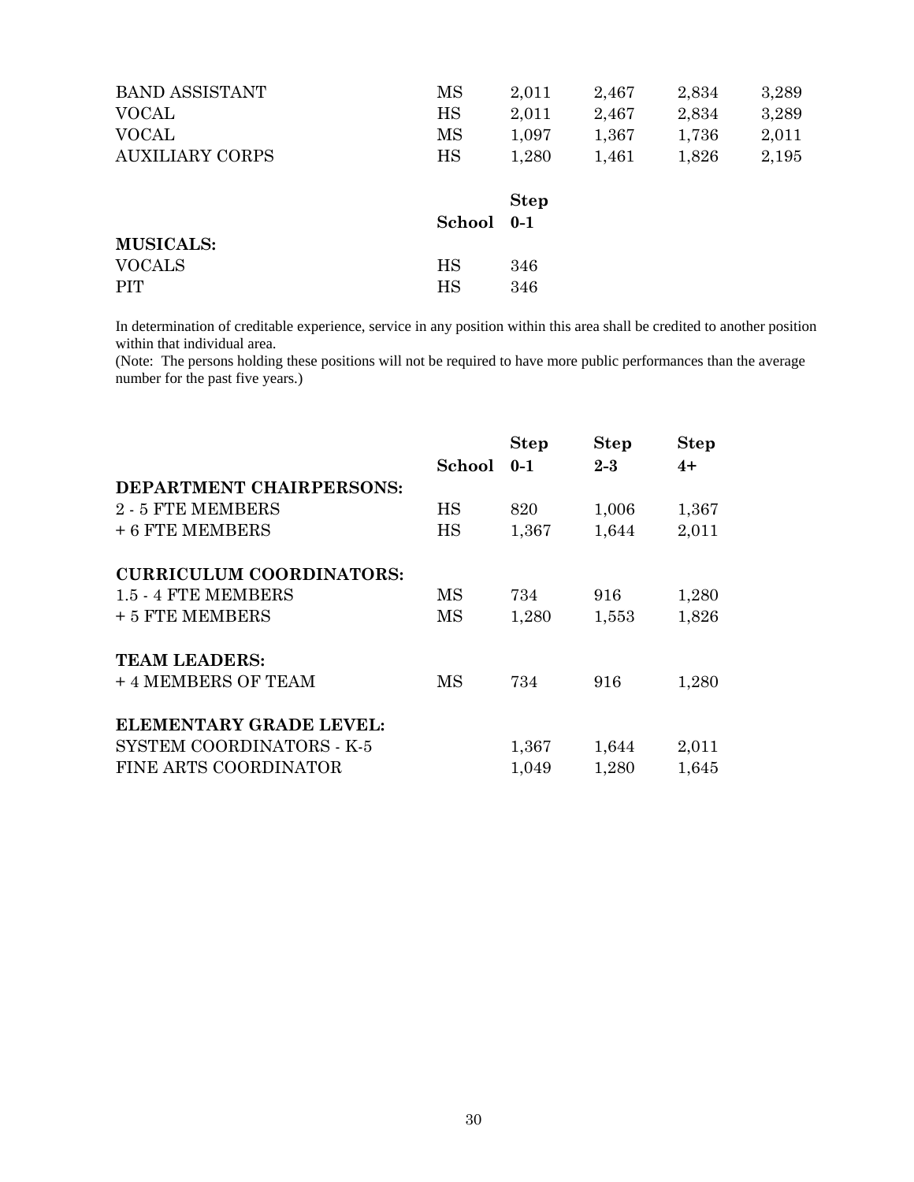| | | | | | |
|---|---|---|---|---|---|
| BAND ASSISTANT | MS | 2,011 | 2,467 | 2,834 | 3,289 |
| VOCAL | HS | 2,011 | 2,467 | 2,834 | 3,289 |
| VOCAL | MS | 1,097 | 1,367 | 1,736 | 2,011 |
| AUXILIARY CORPS | HS | 1,280 | 1,461 | 1,826 | 2,195 |

| | School | Step 0-1 |
|---|---|---|
| **MUSICALS:** | | |
| VOCALS | HS | 346 |
| PIT | HS | 346 |

In determination of creditable experience, service in any position within this area shall be credited to another position within that individual area.
(Note: The persons holding these positions will not be required to have more public performances than the average number for the past five years.)

| | School | Step 0-1 | Step 2-3 | Step 4+ |
|---|---|---|---|---|
| **DEPARTMENT CHAIRPERSONS:** | | | | |
| 2 - 5 FTE MEMBERS | HS | 820 | 1,006 | 1,367 |
| + 6 FTE MEMBERS | HS | 1,367 | 1,644 | 2,011 |
| **CURRICULUM COORDINATORS:** | | | | |
| 1.5 - 4 FTE MEMBERS | MS | 734 | 916 | 1,280 |
| + 5 FTE MEMBERS | MS | 1,280 | 1,553 | 1,826 |
| **TEAM LEADERS:** | | | | |
| + 4 MEMBERS OF TEAM | MS | 734 | 916 | 1,280 |
| **ELEMENTARY GRADE LEVEL:** | | | | |
| SYSTEM COORDINATORS - K-5 | | 1,367 | 1,644 | 2,011 |
| FINE ARTS COORDINATOR | | 1,049 | 1,280 | 1,645 |